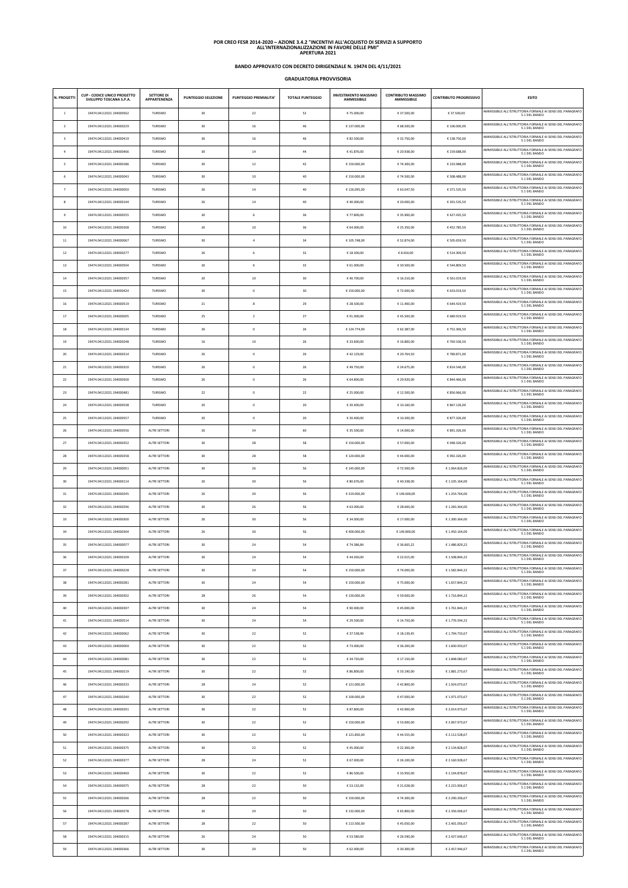# POR CREO FESR 2014-2020 – AZIONE 3.4.2 "INCENTIVI ALL'ACQUISTO DI SERVIZI A SUPPORTO ALL'INTERNAZIONALIZZAZIONE IN FAVORE DELLE PMI" APERTURA 2021

## BANDO APPROVATO CON DECRETO DIRIGENZIALE N. 19474 DEL 4/11/2021

### GRADUATORIA PROVVISORIA

| N. PROGETTI | CUP - CODICE UNICO PROGETTO SVILUPPO TOSCANA S.P.A. | SETTORE DI APPARTENENZA | PUNTEGGIO SELEZIONE | PUNTEGGIO PREMIALITA' | TOTALE PUNTEGGIO | INVESTIMENTO MASSIMO AMMISSIBILE | CONTRIBUTO MASSIMO AMMISSIBILE | CONTRIBUTO PROGRESSIVO | ESITO |
|---|---|---|---|---|---|---|---|---|---|
| 1 | 19474.04112021.194000562 | TURISMO | 30 | 22 | 52 | € 75.000,00 | € 37.500,00 | € 37.500,00 | AMMISSIBILE ALL'ISTRUTTORIA FORMALE AI SENSI DEL PARAGRAFO 5.1 DEL BANDO |
| 2 | 19474.04112021.194000229 | TURISMO | 30 | 16 | 46 | € 137.000,00 | € 68.500,00 | € 106.000,00 | AMMISSIBILE ALL'ISTRUTTORIA FORMALE AI SENSI DEL PARAGRAFO 5.1 DEL BANDO |
| 3 | 19474.04112021.194000419 | TURISMO | 30 | 16 | 46 | € 82.500,00 | € 32.750,00 | € 138.750,00 | AMMISSIBILE ALL'ISTRUTTORIA FORMALE AI SENSI DEL PARAGRAFO 5.1 DEL BANDO |
| 4 | 19474.04112021.194000466 | TURISMO | 30 | 14 | 44 | € 41.876,00 | € 20.938,00 | € 159.688,00 | AMMISSIBILE ALL'ISTRUTTORIA FORMALE AI SENSI DEL PARAGRAFO 5.1 DEL BANDO |
| 5 | 19474.04112021.194000186 | TURISMO | 30 | 12 | 42 | € 150.000,00 | € 74.300,00 | € 233.988,00 | AMMISSIBILE ALL'ISTRUTTORIA FORMALE AI SENSI DEL PARAGRAFO 5.1 DEL BANDO |
| 6 | 19474.04112021.194000043 | TURISMO | 30 | 10 | 40 | € 150.000,00 | € 74.500,00 | € 308.488,00 | AMMISSIBILE ALL'ISTRUTTORIA FORMALE AI SENSI DEL PARAGRAFO 5.1 DEL BANDO |
| 7 | 19474.04112021.194000050 | TURISMO | 26 | 14 | 40 | € 126.095,00 | € 63.047,50 | € 371.535,50 | AMMISSIBILE ALL'ISTRUTTORIA FORMALE AI SENSI DEL PARAGRAFO 5.1 DEL BANDO |
| 8 | 19474.04112021.194000144 | TURISMO | 26 | 14 | 40 | € 40.000,00 | € 20.000,00 | € 391.535,50 | AMMISSIBILE ALL'ISTRUTTORIA FORMALE AI SENSI DEL PARAGRAFO 5.1 DEL BANDO |
| 9 | 19474.04112021.194000255 | TURISMO | 30 | 6 | 36 | € 77.800,00 | € 35.900,00 | € 427.435,50 | AMMISSIBILE ALL'ISTRUTTORIA FORMALE AI SENSI DEL PARAGRAFO 5.1 DEL BANDO |
| 10 | 19474.04112021.194000268 | TURISMO | 26 | 10 | 36 | € 64.000,00 | € 25.350,00 | € 452.785,50 | AMMISSIBILE ALL'ISTRUTTORIA FORMALE AI SENSI DEL PARAGRAFO 5.1 DEL BANDO |
| 11 | 19474.04112021.194000067 | TURISMO | 30 | 4 | 34 | € 105.748,00 | € 52.874,00 | € 505.659,50 | AMMISSIBILE ALL'ISTRUTTORIA FORMALE AI SENSI DEL PARAGRAFO 5.1 DEL BANDO |
| 12 | 19474.04112021.194000277 | TURISMO | 26 | 6 | 32 | € 18.300,00 | € 8.650,00 | € 514.309,50 | AMMISSIBILE ALL'ISTRUTTORIA FORMALE AI SENSI DEL PARAGRAFO 5.1 DEL BANDO |
| 13 | 19474.04112021.194000504 | TURISMO | 26 | 6 | 32 | € 61.000,00 | € 30.500,00 | € 544.809,50 | AMMISSIBILE ALL'ISTRUTTORIA FORMALE AI SENSI DEL PARAGRAFO 5.1 DEL BANDO |
| 14 | 19474.04112021.194000357 | TURISMO | 20 | 10 | 30 | € 40.700,00 | € 16.210,00 | € 561.019,50 | AMMISSIBILE ALL'ISTRUTTORIA FORMALE AI SENSI DEL PARAGRAFO 5.1 DEL BANDO |
| 15 | 19474.04112021.194000424 | TURISMO | 30 | 0 | 30 | € 150.000,00 | € 72.000,00 | € 633.019,50 | AMMISSIBILE ALL'ISTRUTTORIA FORMALE AI SENSI DEL PARAGRAFO 5.1 DEL BANDO |
| 16 | 19474.04112021.194000519 | TURISMO | 21 | 8 | 29 | € 28.500,00 | € 11.400,00 | € 644.419,50 | AMMISSIBILE ALL'ISTRUTTORIA FORMALE AI SENSI DEL PARAGRAFO 5.1 DEL BANDO |
| 17 | 19474.04112021.194000005 | TURISMO | 25 | 2 | 27 | € 91.000,00 | € 45.500,00 | € 689.919,50 | AMMISSIBILE ALL'ISTRUTTORIA FORMALE AI SENSI DEL PARAGRAFO 5.1 DEL BANDO |
| 18 | 19474.04112021.194000134 | TURISMO | 26 | 0 | 26 | € 124.774,00 | € 62.387,00 | € 752.306,50 | AMMISSIBILE ALL'ISTRUTTORIA FORMALE AI SENSI DEL PARAGRAFO 5.1 DEL BANDO |
| 19 | 19474.04112021.194000248 | TURISMO | 16 | 10 | 26 | € 33.600,00 | € 16.800,00 | € 769.106,50 | AMMISSIBILE ALL'ISTRUTTORIA FORMALE AI SENSI DEL PARAGRAFO 5.1 DEL BANDO |
| 20 | 19474.04112021.194000314 | TURISMO | 26 | 0 | 26 | € 42.129,00 | € 20.764,50 | € 789.871,00 | AMMISSIBILE ALL'ISTRUTTORIA FORMALE AI SENSI DEL PARAGRAFO 5.1 DEL BANDO |
| 21 | 19474.04112021.194000320 | TURISMO | 26 | 0 | 26 | € 49.750,00 | € 24.675,00 | € 814.546,00 | AMMISSIBILE ALL'ISTRUTTORIA FORMALE AI SENSI DEL PARAGRAFO 5.1 DEL BANDO |
| 22 | 19474.04112021.194000500 | TURISMO | 26 | 0 | 26 | € 64.800,00 | € 29.920,00 | € 844.466,00 | AMMISSIBILE ALL'ISTRUTTORIA FORMALE AI SENSI DEL PARAGRAFO 5.1 DEL BANDO |
| 23 | 19474.04112021.194000481 | TURISMO | 22 | 0 | 22 | € 25.000,00 | € 12.500,00 | € 856.966,00 | AMMISSIBILE ALL'ISTRUTTORIA FORMALE AI SENSI DEL PARAGRAFO 5.1 DEL BANDO |
| 24 | 19474.04112021.194000538 | TURISMO | 20 | 0 | 20 | € 20.400,00 | € 10.160,00 | € 867.126,00 | AMMISSIBILE ALL'ISTRUTTORIA FORMALE AI SENSI DEL PARAGRAFO 5.1 DEL BANDO |
| 25 | 19474.04112021.194000557 | TURISMO | 20 | 0 | 20 | € 20.400,00 | € 10.200,00 | € 877.326,00 | AMMISSIBILE ALL'ISTRUTTORIA FORMALE AI SENSI DEL PARAGRAFO 5.1 DEL BANDO |
| 26 | 19474.04112021.194000556 | ALTRI SETTORI | 26 | 34 | 60 | € 35.500,00 | € 14.000,00 | € 891.326,00 | AMMISSIBILE ALL'ISTRUTTORIA FORMALE AI SENSI DEL PARAGRAFO 5.1 DEL BANDO |
| 27 | 19474.04112021.194000352 | ALTRI SETTORI | 30 | 28 | 58 | € 150.000,00 | € 57.000,00 | € 948.326,00 | AMMISSIBILE ALL'ISTRUTTORIA FORMALE AI SENSI DEL PARAGRAFO 5.1 DEL BANDO |
| 28 | 19474.04112021.194000358 | ALTRI SETTORI | 30 | 28 | 58 | € 120.000,00 | € 44.000,00 | € 992.326,00 | AMMISSIBILE ALL'ISTRUTTORIA FORMALE AI SENSI DEL PARAGRAFO 5.1 DEL BANDO |
| 29 | 19474.04112021.194000051 | ALTRI SETTORI | 30 | 26 | 56 | € 145.000,00 | € 72.500,00 | € 1.064.826,00 | AMMISSIBILE ALL'ISTRUTTORIA FORMALE AI SENSI DEL PARAGRAFO 5.1 DEL BANDO |
| 30 | 19474.04112021.194000114 | ALTRI SETTORI | 26 | 30 | 56 | € 80.676,00 | € 40.338,00 | € 1.105.164,00 | AMMISSIBILE ALL'ISTRUTTORIA FORMALE AI SENSI DEL PARAGRAFO 5.1 DEL BANDO |
| 31 | 19474.04112021.194000245 | ALTRI SETTORI | 26 | 30 | 56 | € 319.000,00 | € 149.600,00 | € 1.254.764,00 | AMMISSIBILE ALL'ISTRUTTORIA FORMALE AI SENSI DEL PARAGRAFO 5.1 DEL BANDO |
| 32 | 19474.04112021.194000296 | ALTRI SETTORI | 30 | 26 | 56 | € 63.000,00 | € 28.600,00 | € 1.283.364,00 | AMMISSIBILE ALL'ISTRUTTORIA FORMALE AI SENSI DEL PARAGRAFO 5.1 DEL BANDO |
| 33 | 19474.04112021.194000300 | ALTRI SETTORI | 26 | 30 | 56 | € 34.000,00 | € 17.000,00 | € 1.300.364,00 | AMMISSIBILE ALL'ISTRUTTORIA FORMALE AI SENSI DEL PARAGRAFO 5.1 DEL BANDO |
| 34 | 19474.04112021.194000304 | ALTRI SETTORI | 26 | 30 | 56 | € 400.000,00 | € 149.800,00 | € 1.450.164,00 | AMMISSIBILE ALL'ISTRUTTORIA FORMALE AI SENSI DEL PARAGRAFO 5.1 DEL BANDO |
| 35 | 19474.04112021.194000077 | ALTRI SETTORI | 30 | 24 | 54 | € 74.386,84 | € 36.665,22 | € 1.486.829,22 | AMMISSIBILE ALL'ISTRUTTORIA FORMALE AI SENSI DEL PARAGRAFO 5.1 DEL BANDO |
| 36 | 19474.04112021.194000109 | ALTRI SETTORI | 30 | 24 | 54 | € 44.030,00 | € 22.015,00 | € 1.508.844,22 | AMMISSIBILE ALL'ISTRUTTORIA FORMALE AI SENSI DEL PARAGRAFO 5.1 DEL BANDO |
| 37 | 19474.04112021.194000228 | ALTRI SETTORI | 30 | 24 | 54 | € 150.000,00 | € 74.000,00 | € 1.582.844,22 | AMMISSIBILE ALL'ISTRUTTORIA FORMALE AI SENSI DEL PARAGRAFO 5.1 DEL BANDO |
| 38 | 19474.04112021.194000281 | ALTRI SETTORI | 30 | 24 | 54 | € 150.000,00 | € 75.000,00 | € 1.657.844,22 | AMMISSIBILE ALL'ISTRUTTORIA FORMALE AI SENSI DEL PARAGRAFO 5.1 DEL BANDO |
| 39 | 19474.04112021.194000302 | ALTRI SETTORI | 28 | 26 | 54 | € 130.000,00 | € 59.000,00 | € 1.716.844,22 | AMMISSIBILE ALL'ISTRUTTORIA FORMALE AI SENSI DEL PARAGRAFO 5.1 DEL BANDO |
| 40 | 19474.04112021.194000397 | ALTRI SETTORI | 30 | 24 | 54 | € 90.000,00 | € 45.000,00 | € 1.761.844,22 | AMMISSIBILE ALL'ISTRUTTORIA FORMALE AI SENSI DEL PARAGRAFO 5.1 DEL BANDO |
| 41 | 19474.04112021.194000514 | ALTRI SETTORI | 30 | 24 | 54 | € 29.500,00 | € 14.750,00 | € 1.776.594,22 | AMMISSIBILE ALL'ISTRUTTORIA FORMALE AI SENSI DEL PARAGRAFO 5.1 DEL BANDO |
| 42 | 19474.04112021.194000062 | ALTRI SETTORI | 30 | 22 | 52 | € 37.538,90 | € 18.139,45 | € 1.794.733,67 | AMMISSIBILE ALL'ISTRUTTORIA FORMALE AI SENSI DEL PARAGRAFO 5.1 DEL BANDO |
| 43 | 19474.04112021.194000069 | ALTRI SETTORI | 30 | 22 | 52 | € 73.000,00 | € 36.200,00 | € 1.830.933,67 | AMMISSIBILE ALL'ISTRUTTORIA FORMALE AI SENSI DEL PARAGRAFO 5.1 DEL BANDO |
| 44 | 19474.04112021.194000081 | ALTRI SETTORI | 30 | 22 | 52 | € 34.720,00 | € 17.150,00 | € 1.848.083,67 | AMMISSIBILE ALL'ISTRUTTORIA FORMALE AI SENSI DEL PARAGRAFO 5.1 DEL BANDO |
| 45 | 19474.04112021.194000219 | ALTRI SETTORI | 30 | 22 | 52 | € 86.800,00 | € 33.190,00 | € 1.881.273,67 | AMMISSIBILE ALL'ISTRUTTORIA FORMALE AI SENSI DEL PARAGRAFO 5.1 DEL BANDO |
| 46 | 19474.04112021.194000233 | ALTRI SETTORI | 28 | 24 | 52 | € 121.000,00 | € 42.800,00 | € 1.924.073,67 | AMMISSIBILE ALL'ISTRUTTORIA FORMALE AI SENSI DEL PARAGRAFO 5.1 DEL BANDO |
| 47 | 19474.04112021.194000240 | ALTRI SETTORI | 30 | 22 | 52 | € 100.000,00 | € 47.000,00 | € 1.971.073,67 | AMMISSIBILE ALL'ISTRUTTORIA FORMALE AI SENSI DEL PARAGRAFO 5.1 DEL BANDO |
| 48 | 19474.04112021.194000291 | ALTRI SETTORI | 30 | 22 | 52 | € 87.800,00 | € 43.900,00 | € 2.014.973,67 | AMMISSIBILE ALL'ISTRUTTORIA FORMALE AI SENSI DEL PARAGRAFO 5.1 DEL BANDO |
| 49 | 19474.04112021.194000292 | ALTRI SETTORI | 30 | 22 | 52 | € 150.000,00 | € 53.000,00 | € 2.067.973,67 | AMMISSIBILE ALL'ISTRUTTORIA FORMALE AI SENSI DEL PARAGRAFO 5.1 DEL BANDO |
| 50 | 19474.04112021.194000323 | ALTRI SETTORI | 30 | 22 | 52 | € 121.850,00 | € 44.555,00 | € 2.112.528,67 | AMMISSIBILE ALL'ISTRUTTORIA FORMALE AI SENSI DEL PARAGRAFO 5.1 DEL BANDO |
| 51 | 19474.04112021.194000375 | ALTRI SETTORI | 30 | 22 | 52 | € 45.000,00 | € 22.300,00 | € 2.134.828,67 | AMMISSIBILE ALL'ISTRUTTORIA FORMALE AI SENSI DEL PARAGRAFO 5.1 DEL BANDO |
| 52 | 19474.04112021.194000377 | ALTRI SETTORI | 28 | 24 | 52 | € 67.000,00 | € 26.100,00 | € 2.160.928,67 | AMMISSIBILE ALL'ISTRUTTORIA FORMALE AI SENSI DEL PARAGRAFO 5.1 DEL BANDO |
| 53 | 19474.04112021.194000469 | ALTRI SETTORI | 30 | 22 | 52 | € 86.500,00 | € 33.950,00 | € 2.194.878,67 | AMMISSIBILE ALL'ISTRUTTORIA FORMALE AI SENSI DEL PARAGRAFO 5.1 DEL BANDO |
| 54 | 19474.04112021.194000075 | ALTRI SETTORI | 28 | 22 | 50 | € 53.132,00 | € 21.028,00 | € 2.215.906,67 | AMMISSIBILE ALL'ISTRUTTORIA FORMALE AI SENSI DEL PARAGRAFO 5.1 DEL BANDO |
| 55 | 19474.04112021.194000266 | ALTRI SETTORI | 28 | 22 | 50 | € 150.000,00 | € 74.300,00 | € 2.290.206,67 | AMMISSIBILE ALL'ISTRUTTORIA FORMALE AI SENSI DEL PARAGRAFO 5.1 DEL BANDO |
| 56 | 19474.04112021.194000278 | ALTRI SETTORI | 30 | 20 | 50 | € 132.000,00 | € 65.800,00 | € 2.356.006,67 | AMMISSIBILE ALL'ISTRUTTORIA FORMALE AI SENSI DEL PARAGRAFO 5.1 DEL BANDO |
| 57 | 19474.04112021.194000287 | ALTRI SETTORI | 28 | 22 | 50 | € 113.500,00 | € 45.050,00 | € 2.401.056,67 | AMMISSIBILE ALL'ISTRUTTORIA FORMALE AI SENSI DEL PARAGRAFO 5.1 DEL BANDO |
| 58 | 19474.04112021.194000315 | ALTRI SETTORI | 26 | 24 | 50 | € 53.580,00 | € 26.590,00 | € 2.427.646,67 | AMMISSIBILE ALL'ISTRUTTORIA FORMALE AI SENSI DEL PARAGRAFO 5.1 DEL BANDO |
| 59 | 19474.04112021.194000366 | ALTRI SETTORI | 30 | 20 | 50 | € 62.000,00 | € 30.300,00 | € 2.457.946,67 | AMMISSIBILE ALL'ISTRUTTORIA FORMALE AI SENSI DEL PARAGRAFO 5.1 DEL BANDO |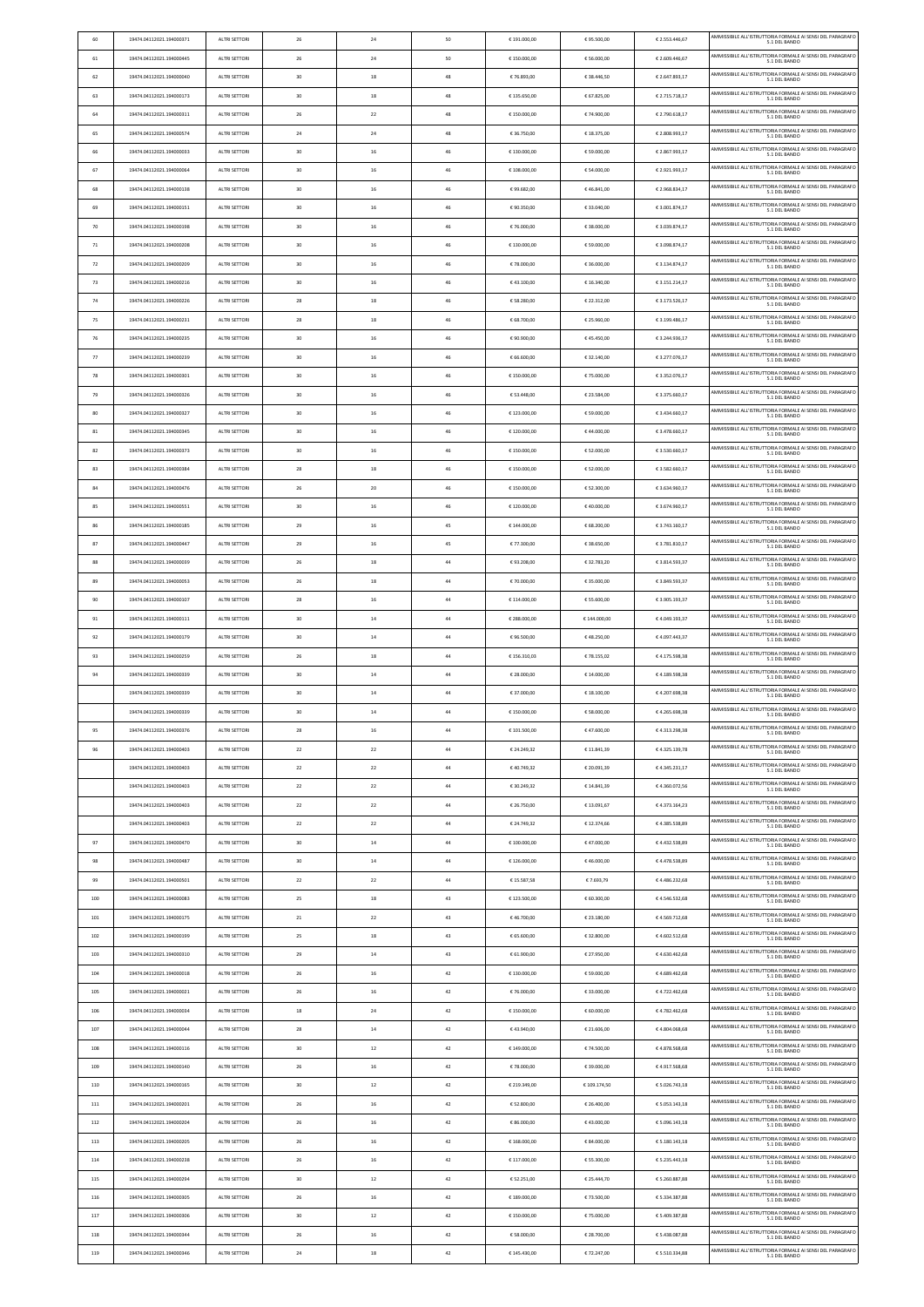| | | | | | | | | | |
|---|---|---|---|---|---|---|---|---|---|
| 60 | 19474.04112021.194000371 | ALTRI SETTORI | 26 | 24 | 50 | € 191.000,00 | € 95.500,00 | € 2.553.446,67 | AMMISSIBILE ALL'ISTRUTTORIA FORMALE AI SENSI DEL PARAGRAFO 5.1 DEL BANDO |
| 61 | 19474.04112021.194000445 | ALTRI SETTORI | 26 | 24 | 50 | € 150.000,00 | € 56.000,00 | € 2.609.446,67 | AMMISSIBILE ALL'ISTRUTTORIA FORMALE AI SENSI DEL PARAGRAFO 5.1 DEL BANDO |
| 62 | 19474.04112021.194000040 | ALTRI SETTORI | 30 | 18 | 48 | € 76.893,00 | € 38.446,50 | € 2.647.893,17 | AMMISSIBILE ALL'ISTRUTTORIA FORMALE AI SENSI DEL PARAGRAFO 5.1 DEL BANDO |
| 63 | 19474.04112021.194000173 | ALTRI SETTORI | 30 | 18 | 48 | € 135.650,00 | € 67.825,00 | € 2.715.718,17 | AMMISSIBILE ALL'ISTRUTTORIA FORMALE AI SENSI DEL PARAGRAFO 5.1 DEL BANDO |
| 64 | 19474.04112021.194000311 | ALTRI SETTORI | 26 | 22 | 48 | € 150.000,00 | € 74.900,00 | € 2.790.618,17 | AMMISSIBILE ALL'ISTRUTTORIA FORMALE AI SENSI DEL PARAGRAFO 5.1 DEL BANDO |
| 65 | 19474.04112021.194000574 | ALTRI SETTORI | 24 | 24 | 48 | € 36.750,00 | € 18.375,00 | € 2.808.993,17 | AMMISSIBILE ALL'ISTRUTTORIA FORMALE AI SENSI DEL PARAGRAFO 5.1 DEL BANDO |
| 66 | 19474.04112021.194000033 | ALTRI SETTORI | 30 | 16 | 46 | € 130.000,00 | € 59.000,00 | € 2.867.993,17 | AMMISSIBILE ALL'ISTRUTTORIA FORMALE AI SENSI DEL PARAGRAFO 5.1 DEL BANDO |
| 67 | 19474.04112021.194000064 | ALTRI SETTORI | 30 | 16 | 46 | € 108.000,00 | € 54.000,00 | € 2.921.993,17 | AMMISSIBILE ALL'ISTRUTTORIA FORMALE AI SENSI DEL PARAGRAFO 5.1 DEL BANDO |
| 68 | 19474.04112021.194000138 | ALTRI SETTORI | 30 | 16 | 46 | € 99.682,00 | € 46.841,00 | € 2.968.834,17 | AMMISSIBILE ALL'ISTRUTTORIA FORMALE AI SENSI DEL PARAGRAFO 5.1 DEL BANDO |
| 69 | 19474.04112021.194000151 | ALTRI SETTORI | 30 | 16 | 46 | € 90.350,00 | € 33.040,00 | € 3.001.874,17 | AMMISSIBILE ALL'ISTRUTTORIA FORMALE AI SENSI DEL PARAGRAFO 5.1 DEL BANDO |
| 70 | 19474.04112021.194000198 | ALTRI SETTORI | 30 | 16 | 46 | € 76.000,00 | € 38.000,00 | € 3.039.874,17 | AMMISSIBILE ALL'ISTRUTTORIA FORMALE AI SENSI DEL PARAGRAFO 5.1 DEL BANDO |
| 71 | 19474.04112021.194000208 | ALTRI SETTORI | 30 | 16 | 46 | € 130.000,00 | € 59.000,00 | € 3.098.874,17 | AMMISSIBILE ALL'ISTRUTTORIA FORMALE AI SENSI DEL PARAGRAFO 5.1 DEL BANDO |
| 72 | 19474.04112021.194000209 | ALTRI SETTORI | 30 | 16 | 46 | € 78.000,00 | € 36.000,00 | € 3.134.874,17 | AMMISSIBILE ALL'ISTRUTTORIA FORMALE AI SENSI DEL PARAGRAFO 5.1 DEL BANDO |
| 73 | 19474.04112021.194000216 | ALTRI SETTORI | 30 | 16 | 46 | € 43.100,00 | € 16.340,00 | € 3.151.214,17 | AMMISSIBILE ALL'ISTRUTTORIA FORMALE AI SENSI DEL PARAGRAFO 5.1 DEL BANDO |
| 74 | 19474.04112021.194000226 | ALTRI SETTORI | 28 | 18 | 46 | € 58.280,00 | € 22.312,00 | € 3.173.526,17 | AMMISSIBILE ALL'ISTRUTTORIA FORMALE AI SENSI DEL PARAGRAFO 5.1 DEL BANDO |
| 75 | 19474.04112021.194000231 | ALTRI SETTORI | 28 | 18 | 46 | € 68.700,00 | € 25.960,00 | € 3.199.486,17 | AMMISSIBILE ALL'ISTRUTTORIA FORMALE AI SENSI DEL PARAGRAFO 5.1 DEL BANDO |
| 76 | 19474.04112021.194000235 | ALTRI SETTORI | 30 | 16 | 46 | € 90.900,00 | € 45.450,00 | € 3.244.936,17 | AMMISSIBILE ALL'ISTRUTTORIA FORMALE AI SENSI DEL PARAGRAFO 5.1 DEL BANDO |
| 77 | 19474.04112021.194000239 | ALTRI SETTORI | 30 | 16 | 46 | € 66.600,00 | € 32.140,00 | € 3.277.076,17 | AMMISSIBILE ALL'ISTRUTTORIA FORMALE AI SENSI DEL PARAGRAFO 5.1 DEL BANDO |
| 78 | 19474.04112021.194000301 | ALTRI SETTORI | 30 | 16 | 46 | € 150.000,00 | € 75.000,00 | € 3.352.076,17 | AMMISSIBILE ALL'ISTRUTTORIA FORMALE AI SENSI DEL PARAGRAFO 5.1 DEL BANDO |
| 79 | 19474.04112021.194000326 | ALTRI SETTORI | 30 | 16 | 46 | € 53.448,00 | € 23.584,00 | € 3.375.660,17 | AMMISSIBILE ALL'ISTRUTTORIA FORMALE AI SENSI DEL PARAGRAFO 5.1 DEL BANDO |
| 80 | 19474.04112021.194000327 | ALTRI SETTORI | 30 | 16 | 46 | € 123.000,00 | € 59.000,00 | € 3.434.660,17 | AMMISSIBILE ALL'ISTRUTTORIA FORMALE AI SENSI DEL PARAGRAFO 5.1 DEL BANDO |
| 81 | 19474.04112021.194000345 | ALTRI SETTORI | 30 | 16 | 46 | € 120.000,00 | € 44.000,00 | € 3.478.660,17 | AMMISSIBILE ALL'ISTRUTTORIA FORMALE AI SENSI DEL PARAGRAFO 5.1 DEL BANDO |
| 82 | 19474.04112021.194000373 | ALTRI SETTORI | 30 | 16 | 46 | € 150.000,00 | € 52.000,00 | € 3.530.660,17 | AMMISSIBILE ALL'ISTRUTTORIA FORMALE AI SENSI DEL PARAGRAFO 5.1 DEL BANDO |
| 83 | 19474.04112021.194000384 | ALTRI SETTORI | 28 | 18 | 46 | € 150.000,00 | € 52.000,00 | € 3.582.660,17 | AMMISSIBILE ALL'ISTRUTTORIA FORMALE AI SENSI DEL PARAGRAFO 5.1 DEL BANDO |
| 84 | 19474.04112021.194000476 | ALTRI SETTORI | 26 | 20 | 46 | € 150.000,00 | € 52.300,00 | € 3.634.960,17 | AMMISSIBILE ALL'ISTRUTTORIA FORMALE AI SENSI DEL PARAGRAFO 5.1 DEL BANDO |
| 85 | 19474.04112021.194000551 | ALTRI SETTORI | 30 | 16 | 46 | € 120.000,00 | € 40.000,00 | € 3.674.960,17 | AMMISSIBILE ALL'ISTRUTTORIA FORMALE AI SENSI DEL PARAGRAFO 5.1 DEL BANDO |
| 86 | 19474.04112021.194000185 | ALTRI SETTORI | 29 | 16 | 45 | € 144.000,00 | € 68.200,00 | € 3.743.160,17 | AMMISSIBILE ALL'ISTRUTTORIA FORMALE AI SENSI DEL PARAGRAFO 5.1 DEL BANDO |
| 87 | 19474.04112021.194000447 | ALTRI SETTORI | 29 | 16 | 45 | € 77.300,00 | € 38.650,00 | € 3.781.810,17 | AMMISSIBILE ALL'ISTRUTTORIA FORMALE AI SENSI DEL PARAGRAFO 5.1 DEL BANDO |
| 88 | 19474.04112021.194000039 | ALTRI SETTORI | 26 | 18 | 44 | € 93.208,00 | € 32.783,20 | € 3.814.593,37 | AMMISSIBILE ALL'ISTRUTTORIA FORMALE AI SENSI DEL PARAGRAFO 5.1 DEL BANDO |
| 89 | 19474.04112021.194000053 | ALTRI SETTORI | 26 | 18 | 44 | € 70.000,00 | € 35.000,00 | € 3.849.593,37 | AMMISSIBILE ALL'ISTRUTTORIA FORMALE AI SENSI DEL PARAGRAFO 5.1 DEL BANDO |
| 90 | 19474.04112021.194000107 | ALTRI SETTORI | 28 | 16 | 44 | € 114.000,00 | € 55.600,00 | € 3.905.193,37 | AMMISSIBILE ALL'ISTRUTTORIA FORMALE AI SENSI DEL PARAGRAFO 5.1 DEL BANDO |
| 91 | 19474.04112021.194000111 | ALTRI SETTORI | 30 | 14 | 44 | € 288.000,00 | € 144.000,00 | € 4.049.193,37 | AMMISSIBILE ALL'ISTRUTTORIA FORMALE AI SENSI DEL PARAGRAFO 5.1 DEL BANDO |
| 92 | 19474.04112021.194000179 | ALTRI SETTORI | 30 | 14 | 44 | € 96.500,00 | € 48.250,00 | € 4.097.443,37 | AMMISSIBILE ALL'ISTRUTTORIA FORMALE AI SENSI DEL PARAGRAFO 5.1 DEL BANDO |
| 93 | 19474.04112021.194000259 | ALTRI SETTORI | 26 | 18 | 44 | € 156.310,03 | € 78.155,02 | € 4.175.598,38 | AMMISSIBILE ALL'ISTRUTTORIA FORMALE AI SENSI DEL PARAGRAFO 5.1 DEL BANDO |
| 94 | 19474.04112021.194000339 | ALTRI SETTORI | 30 | 14 | 44 | € 28.000,00 | € 14.000,00 | € 4.189.598,38 | AMMISSIBILE ALL'ISTRUTTORIA FORMALE AI SENSI DEL PARAGRAFO 5.1 DEL BANDO |
| | 19474.04112021.194000339 | ALTRI SETTORI | 30 | 14 | 44 | € 37.000,00 | € 18.100,00 | € 4.207.698,38 | AMMISSIBILE ALL'ISTRUTTORIA FORMALE AI SENSI DEL PARAGRAFO 5.1 DEL BANDO |
| | 19474.04112021.194000339 | ALTRI SETTORI | 30 | 14 | 44 | € 150.000,00 | € 58.000,00 | € 4.265.698,38 | AMMISSIBILE ALL'ISTRUTTORIA FORMALE AI SENSI DEL PARAGRAFO 5.1 DEL BANDO |
| 95 | 19474.04112021.194000376 | ALTRI SETTORI | 28 | 16 | 44 | € 101.500,00 | € 47.600,00 | € 4.313.298,38 | AMMISSIBILE ALL'ISTRUTTORIA FORMALE AI SENSI DEL PARAGRAFO 5.1 DEL BANDO |
| 96 | 19474.04112021.194000403 | ALTRI SETTORI | 22 | 22 | 44 | € 24.249,32 | € 11.841,39 | € 4.325.139,78 | AMMISSIBILE ALL'ISTRUTTORIA FORMALE AI SENSI DEL PARAGRAFO 5.1 DEL BANDO |
| | 19474.04112021.194000403 | ALTRI SETTORI | 22 | 22 | 44 | € 40.749,32 | € 20.091,39 | € 4.345.231,17 | AMMISSIBILE ALL'ISTRUTTORIA FORMALE AI SENSI DEL PARAGRAFO 5.1 DEL BANDO |
| | 19474.04112021.194000403 | ALTRI SETTORI | 22 | 22 | 44 | € 30.249,32 | € 14.841,39 | € 4.360.072,56 | AMMISSIBILE ALL'ISTRUTTORIA FORMALE AI SENSI DEL PARAGRAFO 5.1 DEL BANDO |
| | 19474.04112021.194000403 | ALTRI SETTORI | 22 | 22 | 44 | € 26.750,00 | € 13.091,67 | € 4.373.164,23 | AMMISSIBILE ALL'ISTRUTTORIA FORMALE AI SENSI DEL PARAGRAFO 5.1 DEL BANDO |
| | 19474.04112021.194000403 | ALTRI SETTORI | 22 | 22 | 44 | € 24.749,32 | € 12.374,66 | € 4.385.538,89 | AMMISSIBILE ALL'ISTRUTTORIA FORMALE AI SENSI DEL PARAGRAFO 5.1 DEL BANDO |
| 97 | 19474.04112021.194000470 | ALTRI SETTORI | 30 | 14 | 44 | € 100.000,00 | € 47.000,00 | € 4.432.538,89 | AMMISSIBILE ALL'ISTRUTTORIA FORMALE AI SENSI DEL PARAGRAFO 5.1 DEL BANDO |
| 98 | 19474.04112021.194000487 | ALTRI SETTORI | 30 | 14 | 44 | € 126.000,00 | € 46.000,00 | € 4.478.538,89 | AMMISSIBILE ALL'ISTRUTTORIA FORMALE AI SENSI DEL PARAGRAFO 5.1 DEL BANDO |
| 99 | 19474.04112021.194000501 | ALTRI SETTORI | 22 | 22 | 44 | € 15.587,58 | € 7.693,79 | € 4.486.232,68 | AMMISSIBILE ALL'ISTRUTTORIA FORMALE AI SENSI DEL PARAGRAFO 5.1 DEL BANDO |
| 100 | 19474.04112021.194000083 | ALTRI SETTORI | 25 | 18 | 43 | € 123.500,00 | € 60.300,00 | € 4.546.532,68 | AMMISSIBILE ALL'ISTRUTTORIA FORMALE AI SENSI DEL PARAGRAFO 5.1 DEL BANDO |
| 101 | 19474.04112021.194000175 | ALTRI SETTORI | 21 | 22 | 43 | € 46.700,00 | € 23.180,00 | € 4.569.712,68 | AMMISSIBILE ALL'ISTRUTTORIA FORMALE AI SENSI DEL PARAGRAFO 5.1 DEL BANDO |
| 102 | 19474.04112021.194000199 | ALTRI SETTORI | 25 | 18 | 43 | € 65.600,00 | € 32.800,00 | € 4.602.512,68 | AMMISSIBILE ALL'ISTRUTTORIA FORMALE AI SENSI DEL PARAGRAFO 5.1 DEL BANDO |
| 103 | 19474.04112021.194000310 | ALTRI SETTORI | 29 | 14 | 43 | € 61.900,00 | € 27.950,00 | € 4.630.462,68 | AMMISSIBILE ALL'ISTRUTTORIA FORMALE AI SENSI DEL PARAGRAFO 5.1 DEL BANDO |
| 104 | 19474.04112021.194000018 | ALTRI SETTORI | 26 | 16 | 42 | € 130.000,00 | € 59.000,00 | € 4.689.462,68 | AMMISSIBILE ALL'ISTRUTTORIA FORMALE AI SENSI DEL PARAGRAFO 5.1 DEL BANDO |
| 105 | 19474.04112021.194000021 | ALTRI SETTORI | 26 | 16 | 42 | € 76.000,00 | € 33.000,00 | € 4.722.462,68 | AMMISSIBILE ALL'ISTRUTTORIA FORMALE AI SENSI DEL PARAGRAFO 5.1 DEL BANDO |
| 106 | 19474.04112021.194000034 | ALTRI SETTORI | 18 | 24 | 42 | € 150.000,00 | € 60.000,00 | € 4.782.462,68 | AMMISSIBILE ALL'ISTRUTTORIA FORMALE AI SENSI DEL PARAGRAFO 5.1 DEL BANDO |
| 107 | 19474.04112021.194000044 | ALTRI SETTORI | 28 | 14 | 42 | € 43.040,00 | € 21.606,00 | € 4.804.068,68 | AMMISSIBILE ALL'ISTRUTTORIA FORMALE AI SENSI DEL PARAGRAFO 5.1 DEL BANDO |
| 108 | 19474.04112021.194000116 | ALTRI SETTORI | 30 | 12 | 42 | € 149.000,00 | € 74.500,00 | € 4.878.568,68 | AMMISSIBILE ALL'ISTRUTTORIA FORMALE AI SENSI DEL PARAGRAFO 5.1 DEL BANDO |
| 109 | 19474.04112021.194000140 | ALTRI SETTORI | 26 | 16 | 42 | € 78.000,00 | € 39.000,00 | € 4.917.568,68 | AMMISSIBILE ALL'ISTRUTTORIA FORMALE AI SENSI DEL PARAGRAFO 5.1 DEL BANDO |
| 110 | 19474.04112021.194000165 | ALTRI SETTORI | 30 | 12 | 42 | € 219.349,00 | € 109.174,50 | € 5.026.743,18 | AMMISSIBILE ALL'ISTRUTTORIA FORMALE AI SENSI DEL PARAGRAFO 5.1 DEL BANDO |
| 111 | 19474.04112021.194000201 | ALTRI SETTORI | 26 | 16 | 42 | € 52.800,00 | € 26.400,00 | € 5.053.143,18 | AMMISSIBILE ALL'ISTRUTTORIA FORMALE AI SENSI DEL PARAGRAFO 5.1 DEL BANDO |
| 112 | 19474.04112021.194000204 | ALTRI SETTORI | 26 | 16 | 42 | € 86.000,00 | € 43.000,00 | € 5.096.143,18 | AMMISSIBILE ALL'ISTRUTTORIA FORMALE AI SENSI DEL PARAGRAFO 5.1 DEL BANDO |
| 113 | 19474.04112021.194000205 | ALTRI SETTORI | 26 | 16 | 42 | € 168.000,00 | € 84.000,00 | € 5.180.143,18 | AMMISSIBILE ALL'ISTRUTTORIA FORMALE AI SENSI DEL PARAGRAFO 5.1 DEL BANDO |
| 114 | 19474.04112021.194000238 | ALTRI SETTORI | 26 | 16 | 42 | € 117.000,00 | € 55.300,00 | € 5.235.443,18 | AMMISSIBILE ALL'ISTRUTTORIA FORMALE AI SENSI DEL PARAGRAFO 5.1 DEL BANDO |
| 115 | 19474.04112021.194000294 | ALTRI SETTORI | 30 | 12 | 42 | € 52.251,00 | € 25.444,70 | € 5.260.887,88 | AMMISSIBILE ALL'ISTRUTTORIA FORMALE AI SENSI DEL PARAGRAFO 5.1 DEL BANDO |
| 116 | 19474.04112021.194000305 | ALTRI SETTORI | 26 | 16 | 42 | € 189.000,00 | € 73.500,00 | € 5.334.387,88 | AMMISSIBILE ALL'ISTRUTTORIA FORMALE AI SENSI DEL PARAGRAFO 5.1 DEL BANDO |
| 117 | 19474.04112021.194000306 | ALTRI SETTORI | 30 | 12 | 42 | € 150.000,00 | € 75.000,00 | € 5.409.387,88 | AMMISSIBILE ALL'ISTRUTTORIA FORMALE AI SENSI DEL PARAGRAFO 5.1 DEL BANDO |
| 118 | 19474.04112021.194000344 | ALTRI SETTORI | 26 | 16 | 42 | € 58.000,00 | € 28.700,00 | € 5.438.087,88 | AMMISSIBILE ALL'ISTRUTTORIA FORMALE AI SENSI DEL PARAGRAFO 5.1 DEL BANDO |
| 119 | 19474.04112021.194000346 | ALTRI SETTORI | 24 | 18 | 42 | € 145.430,00 | € 72.247,00 | € 5.510.334,88 | AMMISSIBILE ALL'ISTRUTTORIA FORMALE AI SENSI DEL PARAGRAFO 5.1 DEL BANDO |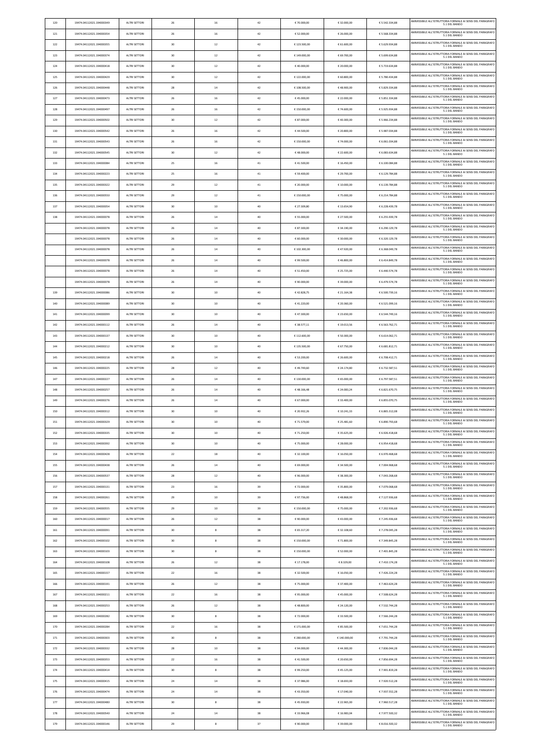| | | | | | | | | | |
|---|---|---|---|---|---|---|---|---|---|
| 120 | 19474.04112021.194000349 | ALTRI SETTORI | 26 | 16 | 42 | € 70.000,00 | € 32.000,00 | € 5.542.334,88 | AMMISSIBILE ALL'ISTRUTTORIA FORMALE AI SENSI DEL PARAGRAFO 5.1 DEL BANDO |
| 121 | 19474.04112021.194000354 | ALTRI SETTORI | 26 | 16 | 42 | € 52.000,00 | € 26.000,00 | € 5.568.334,88 | AMMISSIBILE ALL'ISTRUTTORIA FORMALE AI SENSI DEL PARAGRAFO 5.1 DEL BANDO |
| 122 | 19474.04112021.194000355 | ALTRI SETTORI | 30 | 12 | 42 | € 123.500,00 | € 61.600,00 | € 5.629.934,88 | AMMISSIBILE ALL'ISTRUTTORIA FORMALE AI SENSI DEL PARAGRAFO 5.1 DEL BANDO |
| 123 | 19474.04112021.194000374 | ALTRI SETTORI | 30 | 12 | 42 | € 149.000,00 | € 69.700,00 | € 5.699.634,88 | AMMISSIBILE ALL'ISTRUTTORIA FORMALE AI SENSI DEL PARAGRAFO 5.1 DEL BANDO |
| 124 | 19474.04112021.194000418 | ALTRI SETTORI | 30 | 12 | 42 | € 40.000,00 | € 20.000,00 | € 5.719.634,88 | AMMISSIBILE ALL'ISTRUTTORIA FORMALE AI SENSI DEL PARAGRAFO 5.1 DEL BANDO |
| 125 | 19474.04112021.194000429 | ALTRI SETTORI | 30 | 12 | 42 | € 122.000,00 | € 60.800,00 | € 5.780.434,88 | AMMISSIBILE ALL'ISTRUTTORIA FORMALE AI SENSI DEL PARAGRAFO 5.1 DEL BANDO |
| 126 | 19474.04112021.194000448 | ALTRI SETTORI | 28 | 14 | 42 | € 108.500,00 | € 48.900,00 | € 5.829.334,88 | AMMISSIBILE ALL'ISTRUTTORIA FORMALE AI SENSI DEL PARAGRAFO 5.1 DEL BANDO |
| 127 | 19474.04112021.194000473 | ALTRI SETTORI | 26 | 16 | 42 | € 45.000,00 | € 22.000,00 | € 5.851.334,88 | AMMISSIBILE ALL'ISTRUTTORIA FORMALE AI SENSI DEL PARAGRAFO 5.1 DEL BANDO |
| 128 | 19474.04112021.194000497 | ALTRI SETTORI | 26 | 16 | 42 | € 150.000,00 | € 74.600,00 | € 5.925.934,88 | AMMISSIBILE ALL'ISTRUTTORIA FORMALE AI SENSI DEL PARAGRAFO 5.1 DEL BANDO |
| 129 | 19474.04112021.194000502 | ALTRI SETTORI | 30 | 12 | 42 | € 87.000,00 | € 40.300,00 | € 5.966.234,88 | AMMISSIBILE ALL'ISTRUTTORIA FORMALE AI SENSI DEL PARAGRAFO 5.1 DEL BANDO |
| 130 | 19474.04112021.194000542 | ALTRI SETTORI | 26 | 16 | 42 | € 44.500,00 | € 20.800,00 | € 5.987.034,88 | AMMISSIBILE ALL'ISTRUTTORIA FORMALE AI SENSI DEL PARAGRAFO 5.1 DEL BANDO |
| 131 | 19474.04112021.194000543 | ALTRI SETTORI | 26 | 16 | 42 | € 150.000,00 | € 74.000,00 | € 6.061.034,88 | AMMISSIBILE ALL'ISTRUTTORIA FORMALE AI SENSI DEL PARAGRAFO 5.1 DEL BANDO |
| 132 | 19474.04112021.194000545 | ALTRI SETTORI | 30 | 12 | 42 | € 48.000,00 | € 22.600,00 | € 6.083.634,88 | AMMISSIBILE ALL'ISTRUTTORIA FORMALE AI SENSI DEL PARAGRAFO 5.1 DEL BANDO |
| 133 | 19474.04112021.194000084 | ALTRI SETTORI | 25 | 16 | 41 | € 41.500,00 | € 16.450,00 | € 6.100.084,88 | AMMISSIBILE ALL'ISTRUTTORIA FORMALE AI SENSI DEL PARAGRAFO 5.1 DEL BANDO |
| 134 | 19474.04112021.194000223 | ALTRI SETTORI | 25 | 16 | 41 | € 59.400,00 | € 29.700,00 | € 6.129.784,88 | AMMISSIBILE ALL'ISTRUTTORIA FORMALE AI SENSI DEL PARAGRAFO 5.1 DEL BANDO |
| 135 | 19474.04112021.194000322 | ALTRI SETTORI | 29 | 12 | 41 | € 20.000,00 | € 10.000,00 | € 6.139.784,88 | AMMISSIBILE ALL'ISTRUTTORIA FORMALE AI SENSI DEL PARAGRAFO 5.1 DEL BANDO |
| 136 | 19474.04112021.194000550 | ALTRI SETTORI | 29 | 12 | 41 | € 150.000,00 | € 75.000,00 | € 6.214.784,88 | AMMISSIBILE ALL'ISTRUTTORIA FORMALE AI SENSI DEL PARAGRAFO 5.1 DEL BANDO |
| 137 | 19474.04112021.194000054 | ALTRI SETTORI | 30 | 10 | 40 | € 27.309,80 | € 13.654,90 | € 6.228.439,78 | AMMISSIBILE ALL'ISTRUTTORIA FORMALE AI SENSI DEL PARAGRAFO 5.1 DEL BANDO |
| 138 | 19474.04112021.194000078 | ALTRI SETTORI | 26 | 14 | 40 | € 55.000,00 | € 27.500,00 | € 6.255.939,78 | AMMISSIBILE ALL'ISTRUTTORIA FORMALE AI SENSI DEL PARAGRAFO 5.1 DEL BANDO |
| | 19474.04112021.194000078 | ALTRI SETTORI | 26 | 14 | 40 | € 87.300,00 | € 34.190,00 | € 6.290.129,78 | AMMISSIBILE ALL'ISTRUTTORIA FORMALE AI SENSI DEL PARAGRAFO 5.1 DEL BANDO |
| | 19474.04112021.194000078 | ALTRI SETTORI | 26 | 14 | 40 | € 60.000,00 | € 30.000,00 | € 6.320.129,78 | AMMISSIBILE ALL'ISTRUTTORIA FORMALE AI SENSI DEL PARAGRAFO 5.1 DEL BANDO |
| | 19474.04112021.194000078 | ALTRI SETTORI | 26 | 14 | 40 | € 102.300,00 | € 47.920,00 | € 6.368.049,78 | AMMISSIBILE ALL'ISTRUTTORIA FORMALE AI SENSI DEL PARAGRAFO 5.1 DEL BANDO |
| | 19474.04112021.194000078 | ALTRI SETTORI | 26 | 14 | 40 | € 99.500,00 | € 46.800,00 | € 6.414.849,78 | AMMISSIBILE ALL'ISTRUTTORIA FORMALE AI SENSI DEL PARAGRAFO 5.1 DEL BANDO |
| | 19474.04112021.194000078 | ALTRI SETTORI | 26 | 14 | 40 | € 51.450,00 | € 25.725,00 | € 6.440.574,78 | AMMISSIBILE ALL'ISTRUTTORIA FORMALE AI SENSI DEL PARAGRAFO 5.1 DEL BANDO |
| | 19474.04112021.194000078 | ALTRI SETTORI | 26 | 14 | 40 | € 90.000,00 | € 39.000,00 | € 6.479.574,78 | AMMISSIBILE ALL'ISTRUTTORIA FORMALE AI SENSI DEL PARAGRAFO 5.1 DEL BANDO |
| 139 | 19474.04112021.194000086 | ALTRI SETTORI | 30 | 10 | 40 | € 42.828,75 | € 21.164,38 | € 6.500.739,16 | AMMISSIBILE ALL'ISTRUTTORIA FORMALE AI SENSI DEL PARAGRAFO 5.1 DEL BANDO |
| 140 | 19474.04112021.194000089 | ALTRI SETTORI | 30 | 10 | 40 | € 41.220,00 | € 20.360,00 | € 6.521.099,16 | AMMISSIBILE ALL'ISTRUTTORIA FORMALE AI SENSI DEL PARAGRAFO 5.1 DEL BANDO |
| 141 | 19474.04112021.194000099 | ALTRI SETTORI | 30 | 10 | 40 | € 47.300,00 | € 23.650,00 | € 6.544.749,16 | AMMISSIBILE ALL'ISTRUTTORIA FORMALE AI SENSI DEL PARAGRAFO 5.1 DEL BANDO |
| 142 | 19474.04112021.194000112 | ALTRI SETTORI | 26 | 14 | 40 | € 38.577,11 | € 19.013,56 | € 6.563.762,71 | AMMISSIBILE ALL'ISTRUTTORIA FORMALE AI SENSI DEL PARAGRAFO 5.1 DEL BANDO |
| 143 | 19474.04112021.194000137 | ALTRI SETTORI | 30 | 10 | 40 | € 112.600,00 | € 50.300,00 | € 6.614.062,71 | AMMISSIBILE ALL'ISTRUTTORIA FORMALE AI SENSI DEL PARAGRAFO 5.1 DEL BANDO |
| 144 | 19474.04112021.194000212 | ALTRI SETTORI | 30 | 10 | 40 | € 135.500,00 | € 67.750,00 | € 6.681.812,71 | AMMISSIBILE ALL'ISTRUTTORIA FORMALE AI SENSI DEL PARAGRAFO 5.1 DEL BANDO |
| 145 | 19474.04112021.194000218 | ALTRI SETTORI | 26 | 14 | 40 | € 53.200,00 | € 26.600,00 | € 6.708.412,71 | AMMISSIBILE ALL'ISTRUTTORIA FORMALE AI SENSI DEL PARAGRAFO 5.1 DEL BANDO |
| 146 | 19474.04112021.194000225 | ALTRI SETTORI | 28 | 12 | 40 | € 49.749,60 | € 24.174,80 | € 6.732.587,51 | AMMISSIBILE ALL'ISTRUTTORIA FORMALE AI SENSI DEL PARAGRAFO 5.1 DEL BANDO |
| 147 | 19474.04112021.194000227 | ALTRI SETTORI | 26 | 14 | 40 | € 130.000,00 | € 65.000,00 | € 6.797.587,51 | AMMISSIBILE ALL'ISTRUTTORIA FORMALE AI SENSI DEL PARAGRAFO 5.1 DEL BANDO |
| 148 | 19474.04112021.194000257 | ALTRI SETTORI | 26 | 14 | 40 | € 48.166,48 | € 24.083,24 | € 6.821.670,75 | AMMISSIBILE ALL'ISTRUTTORIA FORMALE AI SENSI DEL PARAGRAFO 5.1 DEL BANDO |
| 149 | 19474.04112021.194000276 | ALTRI SETTORI | 26 | 14 | 40 | € 67.000,00 | € 33.400,00 | € 6.855.070,75 | AMMISSIBILE ALL'ISTRUTTORIA FORMALE AI SENSI DEL PARAGRAFO 5.1 DEL BANDO |
| 150 | 19474.04112021.194000312 | ALTRI SETTORI | 30 | 10 | 40 | € 20.932,26 | € 10.241,33 | € 6.865.312,08 | AMMISSIBILE ALL'ISTRUTTORIA FORMALE AI SENSI DEL PARAGRAFO 5.1 DEL BANDO |
| 151 | 19474.04112021.194000329 | ALTRI SETTORI | 30 | 10 | 40 | € 71.579,00 | € 25.481,60 | € 6.890.793,68 | AMMISSIBILE ALL'ISTRUTTORIA FORMALE AI SENSI DEL PARAGRAFO 5.1 DEL BANDO |
| 152 | 19474.04112021.194000335 | ALTRI SETTORI | 30 | 10 | 40 | € 71.250,00 | € 35.625,00 | € 6.926.418,68 | AMMISSIBILE ALL'ISTRUTTORIA FORMALE AI SENSI DEL PARAGRAFO 5.1 DEL BANDO |
| 153 | 19474.04112021.194000392 | ALTRI SETTORI | 30 | 10 | 40 | € 75.000,00 | € 28.000,00 | € 6.954.418,68 | AMMISSIBILE ALL'ISTRUTTORIA FORMALE AI SENSI DEL PARAGRAFO 5.1 DEL BANDO |
| 154 | 19474.04112021.194000428 | ALTRI SETTORI | 22 | 18 | 40 | € 32.100,00 | € 16.050,00 | € 6.970.468,68 | AMMISSIBILE ALL'ISTRUTTORIA FORMALE AI SENSI DEL PARAGRAFO 5.1 DEL BANDO |
| 155 | 19474.04112021.194000438 | ALTRI SETTORI | 26 | 14 | 40 | € 69.000,00 | € 34.500,00 | € 7.004.968,68 | AMMISSIBILE ALL'ISTRUTTORIA FORMALE AI SENSI DEL PARAGRAFO 5.1 DEL BANDO |
| 156 | 19474.04112021.194000537 | ALTRI SETTORI | 28 | 12 | 40 | € 96.000,00 | € 38.300,00 | € 7.043.268,68 | AMMISSIBILE ALL'ISTRUTTORIA FORMALE AI SENSI DEL PARAGRAFO 5.1 DEL BANDO |
| 157 | 19474.04112021.194000131 | ALTRI SETTORI | 23 | 16 | 39 | € 72.000,00 | € 35.800,00 | € 7.079.068,68 | AMMISSIBILE ALL'ISTRUTTORIA FORMALE AI SENSI DEL PARAGRAFO 5.1 DEL BANDO |
| 158 | 19474.04112021.194000261 | ALTRI SETTORI | 29 | 10 | 39 | € 97.736,00 | € 48.868,00 | € 7.127.936,68 | AMMISSIBILE ALL'ISTRUTTORIA FORMALE AI SENSI DEL PARAGRAFO 5.1 DEL BANDO |
| 159 | 19474.04112021.194000555 | ALTRI SETTORI | 29 | 10 | 39 | € 150.000,00 | € 75.000,00 | € 7.202.936,68 | AMMISSIBILE ALL'ISTRUTTORIA FORMALE AI SENSI DEL PARAGRAFO 5.1 DEL BANDO |
| 160 | 19474.04112021.194000017 | ALTRI SETTORI | 26 | 12 | 38 | € 90.000,00 | € 43.000,00 | € 7.245.936,68 | AMMISSIBILE ALL'ISTRUTTORIA FORMALE AI SENSI DEL PARAGRAFO 5.1 DEL BANDO |
| 161 | 19474.04112021.194000091 | ALTRI SETTORI | 30 | 8 | 38 | € 65.317,20 | € 32.108,60 | € 7.278.045,28 | AMMISSIBILE ALL'ISTRUTTORIA FORMALE AI SENSI DEL PARAGRAFO 5.1 DEL BANDO |
| 162 | 19474.04112021.194000102 | ALTRI SETTORI | 30 | 8 | 38 | € 150.000,00 | € 71.800,00 | € 7.349.845,28 | AMMISSIBILE ALL'ISTRUTTORIA FORMALE AI SENSI DEL PARAGRAFO 5.1 DEL BANDO |
| 163 | 19474.04112021.194000103 | ALTRI SETTORI | 30 | 8 | 38 | € 150.000,00 | € 52.000,00 | € 7.401.845,28 | AMMISSIBILE ALL'ISTRUTTORIA FORMALE AI SENSI DEL PARAGRAFO 5.1 DEL BANDO |
| 164 | 19474.04112021.194000108 | ALTRI SETTORI | 26 | 12 | 38 | € 17.178,00 | € 8.329,00 | € 7.410.174,28 | AMMISSIBILE ALL'ISTRUTTORIA FORMALE AI SENSI DEL PARAGRAFO 5.1 DEL BANDO |
| 165 | 19474.04112021.194000157 | ALTRI SETTORI | 22 | 16 | 38 | € 32.500,00 | € 16.050,00 | € 7.426.224,28 | AMMISSIBILE ALL'ISTRUTTORIA FORMALE AI SENSI DEL PARAGRAFO 5.1 DEL BANDO |
| 166 | 19474.04112021.194000191 | ALTRI SETTORI | 26 | 12 | 38 | € 75.000,00 | € 37.400,00 | € 7.463.624,28 | AMMISSIBILE ALL'ISTRUTTORIA FORMALE AI SENSI DEL PARAGRAFO 5.1 DEL BANDO |
| 167 | 19474.04112021.194000211 | ALTRI SETTORI | 22 | 16 | 38 | € 95.000,00 | € 45.000,00 | € 7.508.624,28 | AMMISSIBILE ALL'ISTRUTTORIA FORMALE AI SENSI DEL PARAGRAFO 5.1 DEL BANDO |
| 168 | 19474.04112021.194000253 | ALTRI SETTORI | 26 | 12 | 38 | € 48.800,00 | € 24.120,00 | € 7.532.744,28 | AMMISSIBILE ALL'ISTRUTTORIA FORMALE AI SENSI DEL PARAGRAFO 5.1 DEL BANDO |
| 169 | 19474.04112021.194000282 | ALTRI SETTORI | 30 | 8 | 38 | € 72.000,00 | € 33.500,00 | € 7.566.244,28 | AMMISSIBILE ALL'ISTRUTTORIA FORMALE AI SENSI DEL PARAGRAFO 5.1 DEL BANDO |
| 170 | 19474.04112021.194000284 | ALTRI SETTORI | 22 | 16 | 38 | € 171.000,00 | € 85.500,00 | € 7.651.744,28 | AMMISSIBILE ALL'ISTRUTTORIA FORMALE AI SENSI DEL PARAGRAFO 5.1 DEL BANDO |
| 171 | 19474.04112021.194000303 | ALTRI SETTORI | 30 | 8 | 38 | € 280.000,00 | € 140.000,00 | € 7.791.744,28 | AMMISSIBILE ALL'ISTRUTTORIA FORMALE AI SENSI DEL PARAGRAFO 5.1 DEL BANDO |
| 172 | 19474.04112021.194000332 | ALTRI SETTORI | 28 | 10 | 38 | € 94.000,00 | € 44.300,00 | € 7.836.044,28 | AMMISSIBILE ALL'ISTRUTTORIA FORMALE AI SENSI DEL PARAGRAFO 5.1 DEL BANDO |
| 173 | 19474.04112021.194000353 | ALTRI SETTORI | 22 | 16 | 38 | € 41.500,00 | € 20.650,00 | € 7.856.694,28 | AMMISSIBILE ALL'ISTRUTTORIA FORMALE AI SENSI DEL PARAGRAFO 5.1 DEL BANDO |
| 174 | 19474.04112021.194000414 | ALTRI SETTORI | 30 | 8 | 38 | € 99.250,00 | € 45.125,00 | € 7.901.819,28 | AMMISSIBILE ALL'ISTRUTTORIA FORMALE AI SENSI DEL PARAGRAFO 5.1 DEL BANDO |
| 175 | 19474.04112021.194000415 | ALTRI SETTORI | 24 | 14 | 38 | € 37.986,00 | € 18.693,00 | € 7.920.512,28 | AMMISSIBILE ALL'ISTRUTTORIA FORMALE AI SENSI DEL PARAGRAFO 5.1 DEL BANDO |
| 176 | 19474.04112021.194000474 | ALTRI SETTORI | 24 | 14 | 38 | € 43.350,00 | € 17.040,00 | € 7.937.552,28 | AMMISSIBILE ALL'ISTRUTTORIA FORMALE AI SENSI DEL PARAGRAFO 5.1 DEL BANDO |
| 177 | 19474.04112021.194000480 | ALTRI SETTORI | 30 | 8 | 38 | € 45.930,00 | € 22.965,00 | € 7.960.517,28 | AMMISSIBILE ALL'ISTRUTTORIA FORMALE AI SENSI DEL PARAGRAFO 5.1 DEL BANDO |
| 178 | 19474.04112021.194000540 | ALTRI SETTORI | 24 | 14 | 38 | € 33.966,08 | € 16.983,04 | € 7.977.500,32 | AMMISSIBILE ALL'ISTRUTTORIA FORMALE AI SENSI DEL PARAGRAFO 5.1 DEL BANDO |
| 179 | 19474.04112021.194000146 | ALTRI SETTORI | 29 | 8 | 37 | € 90.000,00 | € 39.000,00 | € 8.016.500,32 | AMMISSIBILE ALL'ISTRUTTORIA FORMALE AI SENSI DEL PARAGRAFO 5.1 DEL BANDO |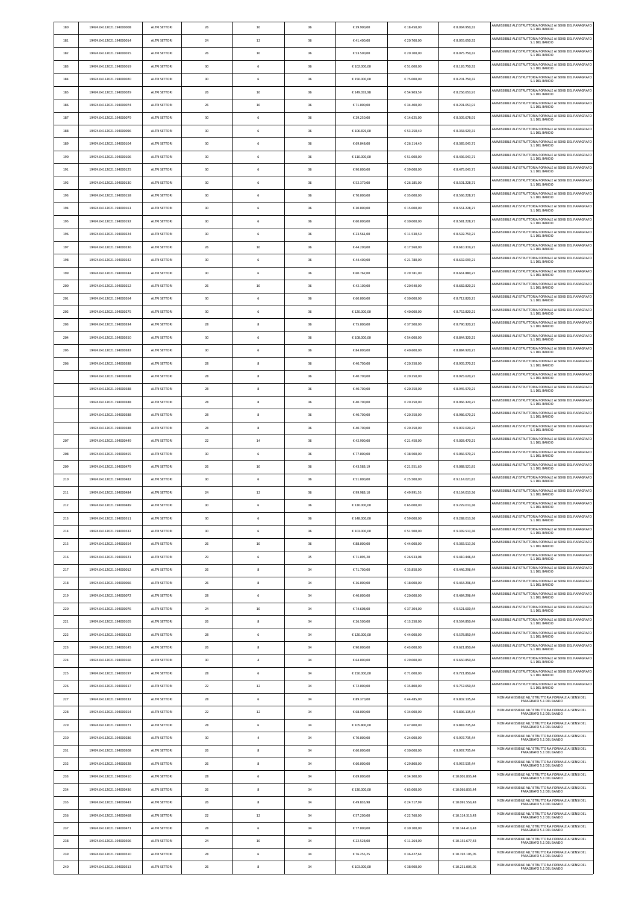| 180 | 19474.04112021.194000008 | ALTRI SETTORI | 26 | 10 | 36 | € 39.900,00 | € 18.450,00 | € 8.034.950,32 | AMMISSIBILE ALL'ISTRUTTORIA FORMALE AI SENSI DEL PARAGRAFO 5.1 DEL BANDO |
|---|---|---|---|---|---|---|---|---|---|
| 181 | 19474.04112021.194000014 | ALTRI SETTORI | 24 | 12 | 36 | € 41.400,00 | € 20.700,00 | € 8.055.650,32 | AMMISSIBILE ALL'ISTRUTTORIA FORMALE AI SENSI DEL PARAGRAFO 5.1 DEL BANDO |
| 182 | 19474.04112021.194000015 | ALTRI SETTORI | 26 | 10 | 36 | € 53.500,00 | € 20.100,00 | € 8.075.750,32 | AMMISSIBILE ALL'ISTRUTTORIA FORMALE AI SENSI DEL PARAGRAFO 5.1 DEL BANDO |
| 183 | 19474.04112021.194000019 | ALTRI SETTORI | 30 | 6 | 36 | € 102.000,00 | € 51.000,00 | € 8.126.750,32 | AMMISSIBILE ALL'ISTRUTTORIA FORMALE AI SENSI DEL PARAGRAFO 5.1 DEL BANDO |
| 184 | 19474.04112021.194000020 | ALTRI SETTORI | 30 | 6 | 36 | € 150.000,00 | € 75.000,00 | € 8.201.750,32 | AMMISSIBILE ALL'ISTRUTTORIA FORMALE AI SENSI DEL PARAGRAFO 5.1 DEL BANDO |
| 185 | 19474.04112021.194000029 | ALTRI SETTORI | 26 | 10 | 36 | € 149.033,98 | € 54.903,59 | € 8.256.653,91 | AMMISSIBILE ALL'ISTRUTTORIA FORMALE AI SENSI DEL PARAGRAFO 5.1 DEL BANDO |
| 186 | 19474.04112021.194000074 | ALTRI SETTORI | 26 | 10 | 36 | € 71.000,00 | € 34.400,00 | € 8.291.053,91 | AMMISSIBILE ALL'ISTRUTTORIA FORMALE AI SENSI DEL PARAGRAFO 5.1 DEL BANDO |
| 187 | 19474.04112021.194000079 | ALTRI SETTORI | 30 | 6 | 36 | € 29.250,00 | € 14.625,00 | € 8.305.678,91 | AMMISSIBILE ALL'ISTRUTTORIA FORMALE AI SENSI DEL PARAGRAFO 5.1 DEL BANDO |
| 188 | 19474.04112021.194000096 | ALTRI SETTORI | 30 | 6 | 36 | € 106.876,00 | € 53.250,40 | € 8.358.929,31 | AMMISSIBILE ALL'ISTRUTTORIA FORMALE AI SENSI DEL PARAGRAFO 5.1 DEL BANDO |
| 189 | 19474.04112021.194000104 | ALTRI SETTORI | 30 | 6 | 36 | € 69.048,00 | € 26.114,40 | € 8.385.043,71 | AMMISSIBILE ALL'ISTRUTTORIA FORMALE AI SENSI DEL PARAGRAFO 5.1 DEL BANDO |
| 190 | 19474.04112021.194000106 | ALTRI SETTORI | 30 | 6 | 36 | € 110.000,00 | € 51.000,00 | € 8.436.043,71 | AMMISSIBILE ALL'ISTRUTTORIA FORMALE AI SENSI DEL PARAGRAFO 5.1 DEL BANDO |
| 191 | 19474.04112021.194000125 | ALTRI SETTORI | 30 | 6 | 36 | € 90.000,00 | € 39.000,00 | € 8.475.043,71 | AMMISSIBILE ALL'ISTRUTTORIA FORMALE AI SENSI DEL PARAGRAFO 5.1 DEL BANDO |
| 192 | 19474.04112021.194000130 | ALTRI SETTORI | 30 | 6 | 36 | € 52.370,00 | € 26.185,00 | € 8.501.228,71 | AMMISSIBILE ALL'ISTRUTTORIA FORMALE AI SENSI DEL PARAGRAFO 5.1 DEL BANDO |
| 193 | 19474.04112021.194000158 | ALTRI SETTORI | 30 | 6 | 36 | € 70.000,00 | € 35.000,00 | € 8.536.228,71 | AMMISSIBILE ALL'ISTRUTTORIA FORMALE AI SENSI DEL PARAGRAFO 5.1 DEL BANDO |
| 194 | 19474.04112021.194000161 | ALTRI SETTORI | 30 | 6 | 36 | € 30.000,00 | € 15.000,00 | € 8.551.228,71 | AMMISSIBILE ALL'ISTRUTTORIA FORMALE AI SENSI DEL PARAGRAFO 5.1 DEL BANDO |
| 195 | 19474.04112021.194000192 | ALTRI SETTORI | 30 | 6 | 36 | € 60.000,00 | € 30.000,00 | € 8.581.228,71 | AMMISSIBILE ALL'ISTRUTTORIA FORMALE AI SENSI DEL PARAGRAFO 5.1 DEL BANDO |
| 196 | 19474.04112021.194000224 | ALTRI SETTORI | 30 | 6 | 36 | € 23.561,00 | € 11.530,50 | € 8.592.759,21 | AMMISSIBILE ALL'ISTRUTTORIA FORMALE AI SENSI DEL PARAGRAFO 5.1 DEL BANDO |
| 197 | 19474.04112021.194000236 | ALTRI SETTORI | 26 | 10 | 36 | € 44.200,00 | € 17.560,00 | € 8.610.319,21 | AMMISSIBILE ALL'ISTRUTTORIA FORMALE AI SENSI DEL PARAGRAFO 5.1 DEL BANDO |
| 198 | 19474.04112021.194000242 | ALTRI SETTORI | 30 | 6 | 36 | € 44.400,00 | € 21.780,00 | € 8.632.099,21 | AMMISSIBILE ALL'ISTRUTTORIA FORMALE AI SENSI DEL PARAGRAFO 5.1 DEL BANDO |
| 199 | 19474.04112021.194000244 | ALTRI SETTORI | 30 | 6 | 36 | € 60.762,00 | € 29.781,00 | € 8.661.880,21 | AMMISSIBILE ALL'ISTRUTTORIA FORMALE AI SENSI DEL PARAGRAFO 5.1 DEL BANDO |
| 200 | 19474.04112021.194000252 | ALTRI SETTORI | 26 | 10 | 36 | € 42.100,00 | € 20.940,00 | € 8.682.820,21 | AMMISSIBILE ALL'ISTRUTTORIA FORMALE AI SENSI DEL PARAGRAFO 5.1 DEL BANDO |
| 201 | 19474.04112021.194000264 | ALTRI SETTORI | 30 | 6 | 36 | € 60.000,00 | € 30.000,00 | € 8.712.820,21 | AMMISSIBILE ALL'ISTRUTTORIA FORMALE AI SENSI DEL PARAGRAFO 5.1 DEL BANDO |
| 202 | 19474.04112021.194000275 | ALTRI SETTORI | 30 | 6 | 36 | € 120.000,00 | € 40.000,00 | € 8.752.820,21 | AMMISSIBILE ALL'ISTRUTTORIA FORMALE AI SENSI DEL PARAGRAFO 5.1 DEL BANDO |
| 203 | 19474.04112021.194000334 | ALTRI SETTORI | 28 | 8 | 36 | € 75.000,00 | € 37.500,00 | € 8.790.320,21 | AMMISSIBILE ALL'ISTRUTTORIA FORMALE AI SENSI DEL PARAGRAFO 5.1 DEL BANDO |
| 204 | 19474.04112021.194000350 | ALTRI SETTORI | 30 | 6 | 36 | € 108.000,00 | € 54.000,00 | € 8.844.320,21 | AMMISSIBILE ALL'ISTRUTTORIA FORMALE AI SENSI DEL PARAGRAFO 5.1 DEL BANDO |
| 205 | 19474.04112021.194000383 | ALTRI SETTORI | 30 | 6 | 36 | € 84.000,00 | € 40.600,00 | € 8.884.920,21 | AMMISSIBILE ALL'ISTRUTTORIA FORMALE AI SENSI DEL PARAGRAFO 5.1 DEL BANDO |
| 206 | 19474.04112021.194000388 | ALTRI SETTORI | 28 | 8 | 36 | € 40.700,00 | € 20.350,00 | € 8.905.270,21 | AMMISSIBILE ALL'ISTRUTTORIA FORMALE AI SENSI DEL PARAGRAFO 5.1 DEL BANDO |
| | 19474.04112021.194000388 | ALTRI SETTORI | 28 | 8 | 36 | € 40.700,00 | € 20.350,00 | € 8.925.620,21 | AMMISSIBILE ALL'ISTRUTTORIA FORMALE AI SENSI DEL PARAGRAFO 5.1 DEL BANDO |
| | 19474.04112021.194000388 | ALTRI SETTORI | 28 | 8 | 36 | € 40.700,00 | € 20.350,00 | € 8.945.970,21 | AMMISSIBILE ALL'ISTRUTTORIA FORMALE AI SENSI DEL PARAGRAFO 5.1 DEL BANDO |
| | 19474.04112021.194000388 | ALTRI SETTORI | 28 | 8 | 36 | € 40.700,00 | € 20.350,00 | € 8.966.320,21 | AMMISSIBILE ALL'ISTRUTTORIA FORMALE AI SENSI DEL PARAGRAFO 5.1 DEL BANDO |
| | 19474.04112021.194000388 | ALTRI SETTORI | 28 | 8 | 36 | € 40.700,00 | € 20.350,00 | € 8.986.670,21 | AMMISSIBILE ALL'ISTRUTTORIA FORMALE AI SENSI DEL PARAGRAFO 5.1 DEL BANDO |
| | 19474.04112021.194000388 | ALTRI SETTORI | 28 | 8 | 36 | € 40.700,00 | € 20.350,00 | € 9.007.020,21 | AMMISSIBILE ALL'ISTRUTTORIA FORMALE AI SENSI DEL PARAGRAFO 5.1 DEL BANDO |
| 207 | 19474.04112021.194000449 | ALTRI SETTORI | 22 | 14 | 36 | € 42.900,00 | € 21.450,00 | € 9.028.470,21 | AMMISSIBILE ALL'ISTRUTTORIA FORMALE AI SENSI DEL PARAGRAFO 5.1 DEL BANDO |
| 208 | 19474.04112021.194000455 | ALTRI SETTORI | 30 | 6 | 36 | € 77.000,00 | € 38.500,00 | € 9.066.970,21 | AMMISSIBILE ALL'ISTRUTTORIA FORMALE AI SENSI DEL PARAGRAFO 5.1 DEL BANDO |
| 209 | 19474.04112021.194000479 | ALTRI SETTORI | 26 | 10 | 36 | € 43.583,19 | € 21.551,60 | € 9.088.521,81 | AMMISSIBILE ALL'ISTRUTTORIA FORMALE AI SENSI DEL PARAGRAFO 5.1 DEL BANDO |
| 210 | 19474.04112021.194000482 | ALTRI SETTORI | 30 | 6 | 36 | € 51.000,00 | € 25.500,00 | € 9.114.021,81 | AMMISSIBILE ALL'ISTRUTTORIA FORMALE AI SENSI DEL PARAGRAFO 5.1 DEL BANDO |
| 211 | 19474.04112021.194000484 | ALTRI SETTORI | 24 | 12 | 36 | € 99.983,10 | € 49.991,55 | € 9.164.013,36 | AMMISSIBILE ALL'ISTRUTTORIA FORMALE AI SENSI DEL PARAGRAFO 5.1 DEL BANDO |
| 212 | 19474.04112021.194000489 | ALTRI SETTORI | 30 | 6 | 36 | € 130.000,00 | € 65.000,00 | € 9.229.013,36 | AMMISSIBILE ALL'ISTRUTTORIA FORMALE AI SENSI DEL PARAGRAFO 5.1 DEL BANDO |
| 213 | 19474.04112021.194000511 | ALTRI SETTORI | 30 | 6 | 36 | € 148.000,00 | € 59.000,00 | € 9.288.013,36 | AMMISSIBILE ALL'ISTRUTTORIA FORMALE AI SENSI DEL PARAGRAFO 5.1 DEL BANDO |
| 214 | 19474.04112021.194000532 | ALTRI SETTORI | 30 | 6 | 36 | € 103.000,00 | € 51.500,00 | € 9.339.513,36 | AMMISSIBILE ALL'ISTRUTTORIA FORMALE AI SENSI DEL PARAGRAFO 5.1 DEL BANDO |
| 215 | 19474.04112021.194000554 | ALTRI SETTORI | 26 | 10 | 36 | € 88.000,00 | € 44.000,00 | € 9.383.513,36 | AMMISSIBILE ALL'ISTRUTTORIA FORMALE AI SENSI DEL PARAGRAFO 5.1 DEL BANDO |
| 216 | 19474.04112021.194000221 | ALTRI SETTORI | 29 | 6 | 35 | € 71.095,20 | € 26.933,08 | € 9.410.446,44 | AMMISSIBILE ALL'ISTRUTTORIA FORMALE AI SENSI DEL PARAGRAFO 5.1 DEL BANDO |
| 217 | 19474.04112021.194000012 | ALTRI SETTORI | 26 | 8 | 34 | € 71.700,00 | € 35.850,00 | € 9.446.296,44 | AMMISSIBILE ALL'ISTRUTTORIA FORMALE AI SENSI DEL PARAGRAFO 5.1 DEL BANDO |
| 218 | 19474.04112021.194000066 | ALTRI SETTORI | 26 | 8 | 34 | € 36.000,00 | € 18.000,00 | € 9.464.296,44 | AMMISSIBILE ALL'ISTRUTTORIA FORMALE AI SENSI DEL PARAGRAFO 5.1 DEL BANDO |
| 219 | 19474.04112021.194000072 | ALTRI SETTORI | 28 | 6 | 34 | € 40.000,00 | € 20.000,00 | € 9.484.296,44 | AMMISSIBILE ALL'ISTRUTTORIA FORMALE AI SENSI DEL PARAGRAFO 5.1 DEL BANDO |
| 220 | 19474.04112021.194000076 | ALTRI SETTORI | 24 | 10 | 34 | € 74.608,00 | € 37.304,00 | € 9.521.600,44 | AMMISSIBILE ALL'ISTRUTTORIA FORMALE AI SENSI DEL PARAGRAFO 5.1 DEL BANDO |
| 221 | 19474.04112021.194000105 | ALTRI SETTORI | 26 | 8 | 34 | € 26.500,00 | € 13.250,00 | € 9.534.850,44 | AMMISSIBILE ALL'ISTRUTTORIA FORMALE AI SENSI DEL PARAGRAFO 5.1 DEL BANDO |
| 222 | 19474.04112021.194000132 | ALTRI SETTORI | 28 | 6 | 34 | € 120.000,00 | € 44.000,00 | € 9.578.850,44 | AMMISSIBILE ALL'ISTRUTTORIA FORMALE AI SENSI DEL PARAGRAFO 5.1 DEL BANDO |
| 223 | 19474.04112021.194000145 | ALTRI SETTORI | 26 | 8 | 34 | € 90.000,00 | € 43.000,00 | € 9.621.850,44 | AMMISSIBILE ALL'ISTRUTTORIA FORMALE AI SENSI DEL PARAGRAFO 5.1 DEL BANDO |
| 224 | 19474.04112021.194000166 | ALTRI SETTORI | 30 | 4 | 34 | € 64.000,00 | € 29.000,00 | € 9.650.850,44 | AMMISSIBILE ALL'ISTRUTTORIA FORMALE AI SENSI DEL PARAGRAFO 5.1 DEL BANDO |
| 225 | 19474.04112021.194000197 | ALTRI SETTORI | 28 | 6 | 34 | € 150.000,00 | € 71.000,00 | € 9.721.850,44 | AMMISSIBILE ALL'ISTRUTTORIA FORMALE AI SENSI DEL PARAGRAFO 5.1 DEL BANDO |
| 226 | 19474.04112021.194000217 | ALTRI SETTORI | 22 | 12 | 34 | € 72.000,00 | € 35.800,00 | € 9.757.650,44 | AMMISSIBILE ALL'ISTRUTTORIA FORMALE AI SENSI DEL PARAGRAFO 5.1 DEL BANDO |
| 227 | 19474.04112021.194000232 | ALTRI SETTORI | 28 | 6 | 34 | € 89.370,00 | € 44.485,00 | € 9.802.135,44 | NON AMMISSIBILE ALL'ISTRUTTORIA FORMALE AI SENSI DEL PARAGRAFO 5.1 DEL BANDO |
| 228 | 19474.04112021.194000254 | ALTRI SETTORI | 22 | 12 | 34 | € 68.000,00 | € 34.000,00 | € 9.836.135,44 | NON AMMISSIBILE ALL'ISTRUTTORIA FORMALE AI SENSI DEL PARAGRAFO 5.1 DEL BANDO |
| 229 | 19474.04112021.194000271 | ALTRI SETTORI | 28 | 6 | 34 | € 105.800,00 | € 47.600,00 | € 9.883.735,44 | NON AMMISSIBILE ALL'ISTRUTTORIA FORMALE AI SENSI DEL PARAGRAFO 5.1 DEL BANDO |
| 230 | 19474.04112021.194000286 | ALTRI SETTORI | 30 | 4 | 34 | € 70.000,00 | € 24.000,00 | € 9.907.735,44 | NON AMMISSIBILE ALL'ISTRUTTORIA FORMALE AI SENSI DEL PARAGRAFO 5.1 DEL BANDO |
| 231 | 19474.04112021.194000308 | ALTRI SETTORI | 26 | 8 | 34 | € 60.000,00 | € 30.000,00 | € 9.937.735,44 | NON AMMISSIBILE ALL'ISTRUTTORIA FORMALE AI SENSI DEL PARAGRAFO 5.1 DEL BANDO |
| 232 | 19474.04112021.194000328 | ALTRI SETTORI | 26 | 8 | 34 | € 60.000,00 | € 29.800,00 | € 9.967.535,44 | NON AMMISSIBILE ALL'ISTRUTTORIA FORMALE AI SENSI DEL PARAGRAFO 5.1 DEL BANDO |
| 233 | 19474.04112021.194000410 | ALTRI SETTORI | 28 | 6 | 34 | € 69.000,00 | € 34.300,00 | € 10.001.835,44 | NON AMMISSIBILE ALL'ISTRUTTORIA FORMALE AI SENSI DEL PARAGRAFO 5.1 DEL BANDO |
| 234 | 19474.04112021.194000436 | ALTRI SETTORI | 26 | 8 | 34 | € 130.000,00 | € 65.000,00 | € 10.066.835,44 | NON AMMISSIBILE ALL'ISTRUTTORIA FORMALE AI SENSI DEL PARAGRAFO 5.1 DEL BANDO |
| 235 | 19474.04112021.194000443 | ALTRI SETTORI | 26 | 8 | 34 | € 49.835,98 | € 24.717,99 | € 10.091.553,43 | NON AMMISSIBILE ALL'ISTRUTTORIA FORMALE AI SENSI DEL PARAGRAFO 5.1 DEL BANDO |
| 236 | 19474.04112021.194000468 | ALTRI SETTORI | 22 | 12 | 34 | € 57.200,00 | € 22.760,00 | € 10.114.313,43 | NON AMMISSIBILE ALL'ISTRUTTORIA FORMALE AI SENSI DEL PARAGRAFO 5.1 DEL BANDO |
| 237 | 19474.04112021.194000471 | ALTRI SETTORI | 28 | 6 | 34 | € 77.000,00 | € 30.100,00 | € 10.144.413,43 | NON AMMISSIBILE ALL'ISTRUTTORIA FORMALE AI SENSI DEL PARAGRAFO 5.1 DEL BANDO |
| 238 | 19474.04112021.194000506 | ALTRI SETTORI | 24 | 10 | 34 | € 22.528,00 | € 11.264,00 | € 10.155.677,43 | NON AMMISSIBILE ALL'ISTRUTTORIA FORMALE AI SENSI DEL PARAGRAFO 5.1 DEL BANDO |
| 239 | 19474.04112021.194000510 | ALTRI SETTORI | 28 | 6 | 34 | € 76.255,25 | € 36.427,63 | € 10.192.105,05 | NON AMMISSIBILE ALL'ISTRUTTORIA FORMALE AI SENSI DEL PARAGRAFO 5.1 DEL BANDO |
| 240 | 19474.04112021.194000513 | ALTRI SETTORI | 26 | 8 | 34 | € 103.000,00 | € 38.900,00 | € 10.231.005,05 | NON AMMISSIBILE ALL'ISTRUTTORIA FORMALE AI SENSI DEL PARAGRAFO 5.1 DEL BANDO |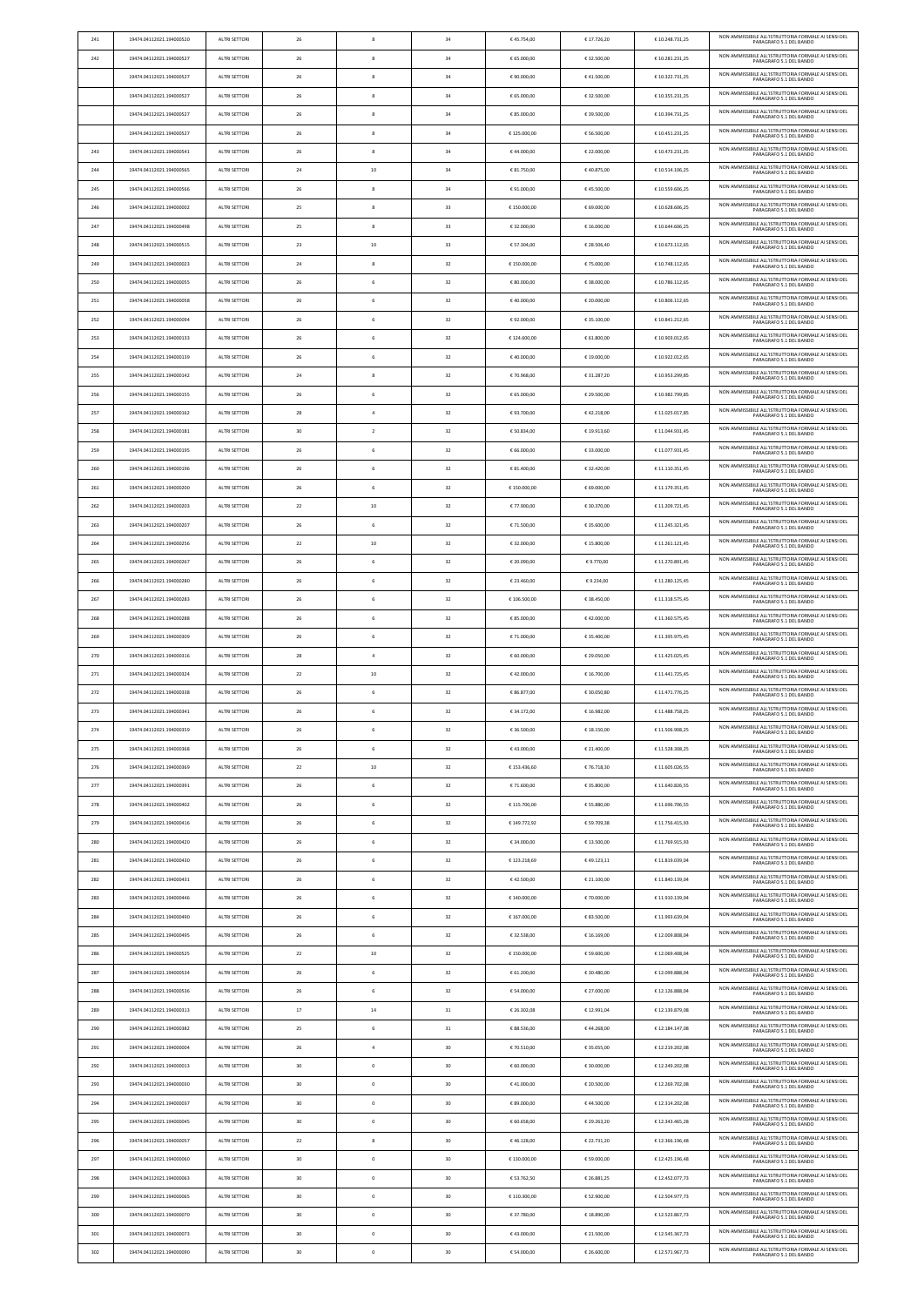| 241 | 19474.04112021.194000520 | ALTRI SETTORI | 26 | 8 | 34 | € 45.754,00 | € 17.726,20 | € 10.248.731,25 | NON AMMISSIBILE ALL'ISTRUTTORIA FORMALE AI SENSI DEL PARAGRAFO 5.1 DEL BANDO |
|---|---|---|---|---|---|---|---|---|---|
| 242 | 19474.04112021.194000527 | ALTRI SETTORI | 26 | 8 | 34 | € 65.000,00 | € 32.500,00 | € 10.281.231,25 | NON AMMISSIBILE ALL'ISTRUTTORIA FORMALE AI SENSI DEL PARAGRAFO 5.1 DEL BANDO |
| | 19474.04112021.194000527 | ALTRI SETTORI | 26 | 8 | 34 | € 90.000,00 | € 41.500,00 | € 10.322.731,25 | NON AMMISSIBILE ALL'ISTRUTTORIA FORMALE AI SENSI DEL PARAGRAFO 5.1 DEL BANDO |
| | 19474.04112021.194000527 | ALTRI SETTORI | 26 | 8 | 34 | € 65.000,00 | € 32.500,00 | € 10.355.231,25 | NON AMMISSIBILE ALL'ISTRUTTORIA FORMALE AI SENSI DEL PARAGRAFO 5.1 DEL BANDO |
| | 19474.04112021.194000527 | ALTRI SETTORI | 26 | 8 | 34 | € 85.000,00 | € 39.500,00 | € 10.394.731,25 | NON AMMISSIBILE ALL'ISTRUTTORIA FORMALE AI SENSI DEL PARAGRAFO 5.1 DEL BANDO |
| | 19474.04112021.194000527 | ALTRI SETTORI | 26 | 8 | 34 | € 125.000,00 | € 56.500,00 | € 10.451.231,25 | NON AMMISSIBILE ALL'ISTRUTTORIA FORMALE AI SENSI DEL PARAGRAFO 5.1 DEL BANDO |
| 243 | 19474.04112021.194000541 | ALTRI SETTORI | 26 | 8 | 34 | € 44.000,00 | € 22.000,00 | € 10.473.231,25 | NON AMMISSIBILE ALL'ISTRUTTORIA FORMALE AI SENSI DEL PARAGRAFO 5.1 DEL BANDO |
| 244 | 19474.04112021.194000565 | ALTRI SETTORI | 24 | 10 | 34 | € 81.750,00 | € 40.875,00 | € 10.514.106,25 | NON AMMISSIBILE ALL'ISTRUTTORIA FORMALE AI SENSI DEL PARAGRAFO 5.1 DEL BANDO |
| 245 | 19474.04112021.194000566 | ALTRI SETTORI | 26 | 8 | 34 | € 91.000,00 | € 45.500,00 | € 10.559.606,25 | NON AMMISSIBILE ALL'ISTRUTTORIA FORMALE AI SENSI DEL PARAGRAFO 5.1 DEL BANDO |
| 246 | 19474.04112021.194000002 | ALTRI SETTORI | 25 | 8 | 33 | € 150.000,00 | € 69.000,00 | € 10.628.606,25 | NON AMMISSIBILE ALL'ISTRUTTORIA FORMALE AI SENSI DEL PARAGRAFO 5.1 DEL BANDO |
| 247 | 19474.04112021.194000498 | ALTRI SETTORI | 25 | 8 | 33 | € 32.000,00 | € 16.000,00 | € 10.644.606,25 | NON AMMISSIBILE ALL'ISTRUTTORIA FORMALE AI SENSI DEL PARAGRAFO 5.1 DEL BANDO |
| 248 | 19474.04112021.194000515 | ALTRI SETTORI | 23 | 10 | 33 | € 57.304,00 | € 28.506,40 | € 10.673.112,65 | NON AMMISSIBILE ALL'ISTRUTTORIA FORMALE AI SENSI DEL PARAGRAFO 5.1 DEL BANDO |
| 249 | 19474.04112021.194000023 | ALTRI SETTORI | 24 | 8 | 32 | € 150.000,00 | € 75.000,00 | € 10.748.112,65 | NON AMMISSIBILE ALL'ISTRUTTORIA FORMALE AI SENSI DEL PARAGRAFO 5.1 DEL BANDO |
| 250 | 19474.04112021.194000055 | ALTRI SETTORI | 26 | 6 | 32 | € 80.000,00 | € 38.000,00 | € 10.786.112,65 | NON AMMISSIBILE ALL'ISTRUTTORIA FORMALE AI SENSI DEL PARAGRAFO 5.1 DEL BANDO |
| 251 | 19474.04112021.194000058 | ALTRI SETTORI | 26 | 6 | 32 | € 40.000,00 | € 20.000,00 | € 10.806.112,65 | NON AMMISSIBILE ALL'ISTRUTTORIA FORMALE AI SENSI DEL PARAGRAFO 5.1 DEL BANDO |
| 252 | 19474.04112021.194000094 | ALTRI SETTORI | 26 | 6 | 32 | € 92.000,00 | € 35.100,00 | € 10.841.212,65 | NON AMMISSIBILE ALL'ISTRUTTORIA FORMALE AI SENSI DEL PARAGRAFO 5.1 DEL BANDO |
| 253 | 19474.04112021.194000133 | ALTRI SETTORI | 26 | 6 | 32 | € 124.600,00 | € 61.800,00 | € 10.903.012,65 | NON AMMISSIBILE ALL'ISTRUTTORIA FORMALE AI SENSI DEL PARAGRAFO 5.1 DEL BANDO |
| 254 | 19474.04112021.194000139 | ALTRI SETTORI | 26 | 6 | 32 | € 40.000,00 | € 19.000,00 | € 10.922.012,65 | NON AMMISSIBILE ALL'ISTRUTTORIA FORMALE AI SENSI DEL PARAGRAFO 5.1 DEL BANDO |
| 255 | 19474.04112021.194000142 | ALTRI SETTORI | 24 | 8 | 32 | € 70.968,00 | € 31.287,20 | € 10.953.299,85 | NON AMMISSIBILE ALL'ISTRUTTORIA FORMALE AI SENSI DEL PARAGRAFO 5.1 DEL BANDO |
| 256 | 19474.04112021.194000155 | ALTRI SETTORI | 26 | 6 | 32 | € 65.000,00 | € 29.500,00 | € 10.982.799,85 | NON AMMISSIBILE ALL'ISTRUTTORIA FORMALE AI SENSI DEL PARAGRAFO 5.1 DEL BANDO |
| 257 | 19474.04112021.194000162 | ALTRI SETTORI | 28 | 4 | 32 | € 93.700,00 | € 42.218,00 | € 11.025.017,85 | NON AMMISSIBILE ALL'ISTRUTTORIA FORMALE AI SENSI DEL PARAGRAFO 5.1 DEL BANDO |
| 258 | 19474.04112021.194000181 | ALTRI SETTORI | 30 | 2 | 32 | € 50.834,00 | € 19.913,60 | € 11.044.931,45 | NON AMMISSIBILE ALL'ISTRUTTORIA FORMALE AI SENSI DEL PARAGRAFO 5.1 DEL BANDO |
| 259 | 19474.04112021.194000195 | ALTRI SETTORI | 26 | 6 | 32 | € 66.000,00 | € 33.000,00 | € 11.077.931,45 | NON AMMISSIBILE ALL'ISTRUTTORIA FORMALE AI SENSI DEL PARAGRAFO 5.1 DEL BANDO |
| 260 | 19474.04112021.194000196 | ALTRI SETTORI | 26 | 6 | 32 | € 81.400,00 | € 32.420,00 | € 11.110.351,45 | NON AMMISSIBILE ALL'ISTRUTTORIA FORMALE AI SENSI DEL PARAGRAFO 5.1 DEL BANDO |
| 261 | 19474.04112021.194000200 | ALTRI SETTORI | 26 | 6 | 32 | € 150.000,00 | € 69.000,00 | € 11.179.351,45 | NON AMMISSIBILE ALL'ISTRUTTORIA FORMALE AI SENSI DEL PARAGRAFO 5.1 DEL BANDO |
| 262 | 19474.04112021.194000203 | ALTRI SETTORI | 22 | 10 | 32 | € 77.900,00 | € 30.370,00 | € 11.209.721,45 | NON AMMISSIBILE ALL'ISTRUTTORIA FORMALE AI SENSI DEL PARAGRAFO 5.1 DEL BANDO |
| 263 | 19474.04112021.194000207 | ALTRI SETTORI | 26 | 6 | 32 | € 71.500,00 | € 35.600,00 | € 11.245.321,45 | NON AMMISSIBILE ALL'ISTRUTTORIA FORMALE AI SENSI DEL PARAGRAFO 5.1 DEL BANDO |
| 264 | 19474.04112021.194000256 | ALTRI SETTORI | 22 | 10 | 32 | € 32.000,00 | € 15.800,00 | € 11.261.121,45 | NON AMMISSIBILE ALL'ISTRUTTORIA FORMALE AI SENSI DEL PARAGRAFO 5.1 DEL BANDO |
| 265 | 19474.04112021.194000267 | ALTRI SETTORI | 26 | 6 | 32 | € 20.090,00 | € 9.770,00 | € 11.270.891,45 | NON AMMISSIBILE ALL'ISTRUTTORIA FORMALE AI SENSI DEL PARAGRAFO 5.1 DEL BANDO |
| 266 | 19474.04112021.194000280 | ALTRI SETTORI | 26 | 6 | 32 | € 23.460,00 | € 9.234,00 | € 11.280.125,45 | NON AMMISSIBILE ALL'ISTRUTTORIA FORMALE AI SENSI DEL PARAGRAFO 5.1 DEL BANDO |
| 267 | 19474.04112021.194000283 | ALTRI SETTORI | 26 | 6 | 32 | € 106.500,00 | € 38.450,00 | € 11.318.575,45 | NON AMMISSIBILE ALL'ISTRUTTORIA FORMALE AI SENSI DEL PARAGRAFO 5.1 DEL BANDO |
| 268 | 19474.04112021.194000288 | ALTRI SETTORI | 26 | 6 | 32 | € 85.000,00 | € 42.000,00 | € 11.360.575,45 | NON AMMISSIBILE ALL'ISTRUTTORIA FORMALE AI SENSI DEL PARAGRAFO 5.1 DEL BANDO |
| 269 | 19474.04112021.194000309 | ALTRI SETTORI | 26 | 6 | 32 | € 71.000,00 | € 35.400,00 | € 11.395.975,45 | NON AMMISSIBILE ALL'ISTRUTTORIA FORMALE AI SENSI DEL PARAGRAFO 5.1 DEL BANDO |
| 270 | 19474.04112021.194000316 | ALTRI SETTORI | 28 | 4 | 32 | € 60.000,00 | € 29.050,00 | € 11.425.025,45 | NON AMMISSIBILE ALL'ISTRUTTORIA FORMALE AI SENSI DEL PARAGRAFO 5.1 DEL BANDO |
| 271 | 19474.04112021.194000324 | ALTRI SETTORI | 22 | 10 | 32 | € 42.000,00 | € 16.700,00 | € 11.441.725,45 | NON AMMISSIBILE ALL'ISTRUTTORIA FORMALE AI SENSI DEL PARAGRAFO 5.1 DEL BANDO |
| 272 | 19474.04112021.194000338 | ALTRI SETTORI | 26 | 6 | 32 | € 86.877,00 | € 30.050,80 | € 11.471.776,25 | NON AMMISSIBILE ALL'ISTRUTTORIA FORMALE AI SENSI DEL PARAGRAFO 5.1 DEL BANDO |
| 273 | 19474.04112021.194000341 | ALTRI SETTORI | 26 | 6 | 32 | € 34.172,00 | € 16.982,00 | € 11.488.758,25 | NON AMMISSIBILE ALL'ISTRUTTORIA FORMALE AI SENSI DEL PARAGRAFO 5.1 DEL BANDO |
| 274 | 19474.04112021.194000359 | ALTRI SETTORI | 26 | 6 | 32 | € 36.500,00 | € 18.150,00 | € 11.506.908,25 | NON AMMISSIBILE ALL'ISTRUTTORIA FORMALE AI SENSI DEL PARAGRAFO 5.1 DEL BANDO |
| 275 | 19474.04112021.194000368 | ALTRI SETTORI | 26 | 6 | 32 | € 43.000,00 | € 21.400,00 | € 11.528.308,25 | NON AMMISSIBILE ALL'ISTRUTTORIA FORMALE AI SENSI DEL PARAGRAFO 5.1 DEL BANDO |
| 276 | 19474.04112021.194000369 | ALTRI SETTORI | 22 | 10 | 32 | € 153.436,60 | € 76.718,30 | € 11.605.026,55 | NON AMMISSIBILE ALL'ISTRUTTORIA FORMALE AI SENSI DEL PARAGRAFO 5.1 DEL BANDO |
| 277 | 19474.04112021.194000391 | ALTRI SETTORI | 26 | 6 | 32 | € 71.600,00 | € 35.800,00 | € 11.640.826,55 | NON AMMISSIBILE ALL'ISTRUTTORIA FORMALE AI SENSI DEL PARAGRAFO 5.1 DEL BANDO |
| 278 | 19474.04112021.194000402 | ALTRI SETTORI | 26 | 6 | 32 | € 115.700,00 | € 55.880,00 | € 11.696.706,55 | NON AMMISSIBILE ALL'ISTRUTTORIA FORMALE AI SENSI DEL PARAGRAFO 5.1 DEL BANDO |
| 279 | 19474.04112021.194000416 | ALTRI SETTORI | 26 | 6 | 32 | € 149.772,92 | € 59.709,38 | € 11.756.415,93 | NON AMMISSIBILE ALL'ISTRUTTORIA FORMALE AI SENSI DEL PARAGRAFO 5.1 DEL BANDO |
| 280 | 19474.04112021.194000420 | ALTRI SETTORI | 26 | 6 | 32 | € 34.000,00 | € 13.500,00 | € 11.769.915,93 | NON AMMISSIBILE ALL'ISTRUTTORIA FORMALE AI SENSI DEL PARAGRAFO 5.1 DEL BANDO |
| 281 | 19474.04112021.194000430 | ALTRI SETTORI | 26 | 6 | 32 | € 123.218,69 | € 49.123,11 | € 11.819.039,04 | NON AMMISSIBILE ALL'ISTRUTTORIA FORMALE AI SENSI DEL PARAGRAFO 5.1 DEL BANDO |
| 282 | 19474.04112021.194000431 | ALTRI SETTORI | 26 | 6 | 32 | € 42.500,00 | € 21.100,00 | € 11.840.139,04 | NON AMMISSIBILE ALL'ISTRUTTORIA FORMALE AI SENSI DEL PARAGRAFO 5.1 DEL BANDO |
| 283 | 19474.04112021.194000446 | ALTRI SETTORI | 26 | 6 | 32 | € 140.000,00 | € 70.000,00 | € 11.910.139,04 | NON AMMISSIBILE ALL'ISTRUTTORIA FORMALE AI SENSI DEL PARAGRAFO 5.1 DEL BANDO |
| 284 | 19474.04112021.194000490 | ALTRI SETTORI | 26 | 6 | 32 | € 167.000,00 | € 83.500,00 | € 11.993.639,04 | NON AMMISSIBILE ALL'ISTRUTTORIA FORMALE AI SENSI DEL PARAGRAFO 5.1 DEL BANDO |
| 285 | 19474.04112021.194000495 | ALTRI SETTORI | 26 | 6 | 32 | € 32.538,00 | € 16.169,00 | € 12.009.808,04 | NON AMMISSIBILE ALL'ISTRUTTORIA FORMALE AI SENSI DEL PARAGRAFO 5.1 DEL BANDO |
| 286 | 19474.04112021.194000525 | ALTRI SETTORI | 22 | 10 | 32 | € 150.000,00 | € 59.600,00 | € 12.069.408,04 | NON AMMISSIBILE ALL'ISTRUTTORIA FORMALE AI SENSI DEL PARAGRAFO 5.1 DEL BANDO |
| 287 | 19474.04112021.194000534 | ALTRI SETTORI | 26 | 6 | 32 | € 61.200,00 | € 30.480,00 | € 12.099.888,04 | NON AMMISSIBILE ALL'ISTRUTTORIA FORMALE AI SENSI DEL PARAGRAFO 5.1 DEL BANDO |
| 288 | 19474.04112021.194000536 | ALTRI SETTORI | 26 | 6 | 32 | € 54.000,00 | € 27.000,00 | € 12.126.888,04 | NON AMMISSIBILE ALL'ISTRUTTORIA FORMALE AI SENSI DEL PARAGRAFO 5.1 DEL BANDO |
| 289 | 19474.04112021.194000313 | ALTRI SETTORI | 17 | 14 | 31 | € 26.302,08 | € 12.991,04 | € 12.139.879,08 | NON AMMISSIBILE ALL'ISTRUTTORIA FORMALE AI SENSI DEL PARAGRAFO 5.1 DEL BANDO |
| 290 | 19474.04112021.194000382 | ALTRI SETTORI | 25 | 6 | 31 | € 88.536,00 | € 44.268,00 | € 12.184.147,08 | NON AMMISSIBILE ALL'ISTRUTTORIA FORMALE AI SENSI DEL PARAGRAFO 5.1 DEL BANDO |
| 291 | 19474.04112021.194000004 | ALTRI SETTORI | 26 | 4 | 30 | € 70.510,00 | € 35.055,00 | € 12.219.202,08 | NON AMMISSIBILE ALL'ISTRUTTORIA FORMALE AI SENSI DEL PARAGRAFO 5.1 DEL BANDO |
| 292 | 19474.04112021.194000013 | ALTRI SETTORI | 30 | 0 | 30 | € 60.000,00 | € 30.000,00 | € 12.249.202,08 | NON AMMISSIBILE ALL'ISTRUTTORIA FORMALE AI SENSI DEL PARAGRAFO 5.1 DEL BANDO |
| 293 | 19474.04112021.194000030 | ALTRI SETTORI | 30 | 0 | 30 | € 41.000,00 | € 20.500,00 | € 12.269.702,08 | NON AMMISSIBILE ALL'ISTRUTTORIA FORMALE AI SENSI DEL PARAGRAFO 5.1 DEL BANDO |
| 294 | 19474.04112021.194000037 | ALTRI SETTORI | 30 | 0 | 30 | € 89.000,00 | € 44.500,00 | € 12.314.202,08 | NON AMMISSIBILE ALL'ISTRUTTORIA FORMALE AI SENSI DEL PARAGRAFO 5.1 DEL BANDO |
| 295 | 19474.04112021.194000045 | ALTRI SETTORI | 30 | 0 | 30 | € 60.658,00 | € 29.263,20 | € 12.343.465,28 | NON AMMISSIBILE ALL'ISTRUTTORIA FORMALE AI SENSI DEL PARAGRAFO 5.1 DEL BANDO |
| 296 | 19474.04112021.194000057 | ALTRI SETTORI | 22 | 8 | 30 | € 46.128,00 | € 22.731,20 | € 12.366.196,48 | NON AMMISSIBILE ALL'ISTRUTTORIA FORMALE AI SENSI DEL PARAGRAFO 5.1 DEL BANDO |
| 297 | 19474.04112021.194000060 | ALTRI SETTORI | 30 | 0 | 30 | € 130.000,00 | € 59.000,00 | € 12.425.196,48 | NON AMMISSIBILE ALL'ISTRUTTORIA FORMALE AI SENSI DEL PARAGRAFO 5.1 DEL BANDO |
| 298 | 19474.04112021.194000063 | ALTRI SETTORI | 30 | 0 | 30 | € 53.762,50 | € 26.881,25 | € 12.452.077,73 | NON AMMISSIBILE ALL'ISTRUTTORIA FORMALE AI SENSI DEL PARAGRAFO 5.1 DEL BANDO |
| 299 | 19474.04112021.194000065 | ALTRI SETTORI | 30 | 0 | 30 | € 110.300,00 | € 52.900,00 | € 12.504.977,73 | NON AMMISSIBILE ALL'ISTRUTTORIA FORMALE AI SENSI DEL PARAGRAFO 5.1 DEL BANDO |
| 300 | 19474.04112021.194000070 | ALTRI SETTORI | 30 | 0 | 30 | € 37.780,00 | € 18.890,00 | € 12.523.867,73 | NON AMMISSIBILE ALL'ISTRUTTORIA FORMALE AI SENSI DEL PARAGRAFO 5.1 DEL BANDO |
| 301 | 19474.04112021.194000073 | ALTRI SETTORI | 30 | 0 | 30 | € 43.000,00 | € 21.500,00 | € 12.545.367,73 | NON AMMISSIBILE ALL'ISTRUTTORIA FORMALE AI SENSI DEL PARAGRAFO 5.1 DEL BANDO |
| 302 | 19474.04112021.194000090 | ALTRI SETTORI | 30 | 0 | 30 | € 54.000,00 | € 26.600,00 | € 12.571.967,73 | NON AMMISSIBILE ALL'ISTRUTTORIA FORMALE AI SENSI DEL PARAGRAFO 5.1 DEL BANDO |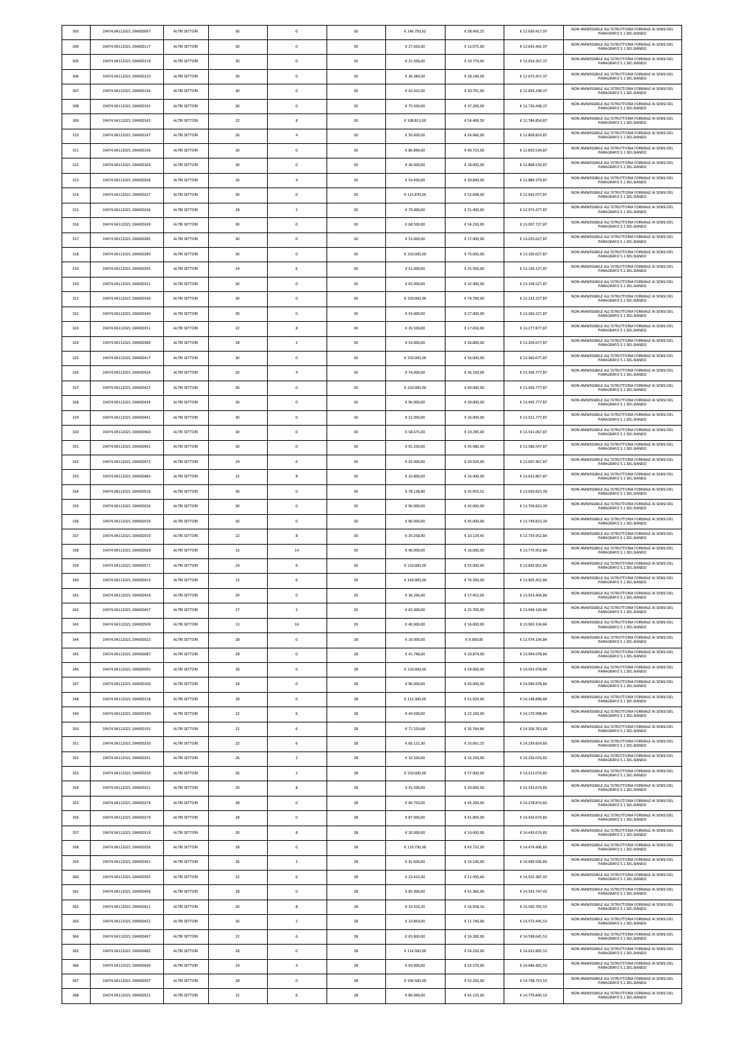| 303 | 19474.04112021.194000097 | ALTRI SETTORI | 30 | 0 | 30 | € 146.750,62 | € 58.450,25 | € 12.630.417,97 | NON AMMISSIBILE ALL'ISTRUTTORIA FORMALE AI SENSI DEL PARAGRAFO 5.1 DEL BANDO |
|---|---|---|---|---|---|---|---|---|---|
| 304 | 19474.04112021.194000117 | ALTRI SETTORI | 30 | 0 | 30 | € 27.650,00 | € 13.075,00 | € 12.643.492,97 | NON AMMISSIBILE ALL'ISTRUTTORIA FORMALE AI SENSI DEL PARAGRAFO 5.1 DEL BANDO |
| 305 | 19474.04112021.194000119 | ALTRI SETTORI | 30 | 0 | 30 | € 21.936,00 | € 10.774,40 | € 12.654.267,37 | NON AMMISSIBILE ALL'ISTRUTTORIA FORMALE AI SENSI DEL PARAGRAFO 5.1 DEL BANDO |
| 306 | 19474.04112021.194000120 | ALTRI SETTORI | 30 | 0 | 30 | € 36.380,00 | € 18.190,00 | € 12.672.457,37 | NON AMMISSIBILE ALL'ISTRUTTORIA FORMALE AI SENSI DEL PARAGRAFO 5.1 DEL BANDO |
| 307 | 19474.04112021.194000136 | ALTRI SETTORI | 30 | 0 | 30 | € 42.022,00 | € 20.791,00 | € 12.693.248,37 | NON AMMISSIBILE ALL'ISTRUTTORIA FORMALE AI SENSI DEL PARAGRAFO 5.1 DEL BANDO |
| 308 | 19474.04112021.194000141 | ALTRI SETTORI | 30 | 0 | 30 | € 75.500,00 | € 37.200,00 | € 12.730.448,37 | NON AMMISSIBILE ALL'ISTRUTTORIA FORMALE AI SENSI DEL PARAGRAFO 5.1 DEL BANDO |
| 309 | 19474.04112021.194000143 | ALTRI SETTORI | 22 | 8 | 30 | € 108.813,00 | € 54.406,50 | € 12.784.854,87 | NON AMMISSIBILE ALL'ISTRUTTORIA FORMALE AI SENSI DEL PARAGRAFO 5.1 DEL BANDO |
| 310 | 19474.04112021.194000147 | ALTRI SETTORI | 26 | 4 | 30 | € 50.400,00 | € 24.960,00 | € 12.809.814,87 | NON AMMISSIBILE ALL'ISTRUTTORIA FORMALE AI SENSI DEL PARAGRAFO 5.1 DEL BANDO |
| 311 | 19474.04112021.194000156 | ALTRI SETTORI | 30 | 0 | 30 | € 86.890,00 | € 40.725,00 | € 12.850.539,87 | NON AMMISSIBILE ALL'ISTRUTTORIA FORMALE AI SENSI DEL PARAGRAFO 5.1 DEL BANDO |
| 312 | 19474.04112021.194000169 | ALTRI SETTORI | 30 | 0 | 30 | € 36.000,00 | € 18.000,00 | € 12.868.539,87 | NON AMMISSIBILE ALL'ISTRUTTORIA FORMALE AI SENSI DEL PARAGRAFO 5.1 DEL BANDO |
| 313 | 19474.04112021.194000206 | ALTRI SETTORI | 26 | 4 | 30 | € 54.400,00 | € 20.840,00 | € 12.889.379,87 | NON AMMISSIBILE ALL'ISTRUTTORIA FORMALE AI SENSI DEL PARAGRAFO 5.1 DEL BANDO |
| 314 | 19474.04112021.194000237 | ALTRI SETTORI | 30 | 0 | 30 | € 115.870,00 | € 52.698,00 | € 12.942.077,87 | NON AMMISSIBILE ALL'ISTRUTTORIA FORMALE AI SENSI DEL PARAGRAFO 5.1 DEL BANDO |
| 315 | 19474.04112021.194000246 | ALTRI SETTORI | 28 | 2 | 30 | € 79.000,00 | € 31.400,00 | € 12.973.477,87 | NON AMMISSIBILE ALL'ISTRUTTORIA FORMALE AI SENSI DEL PARAGRAFO 5.1 DEL BANDO |
| 316 | 19474.04112021.194000249 | ALTRI SETTORI | 30 | 0 | 30 | € 68.500,00 | € 34.250,00 | € 13.007.727,87 | NON AMMISSIBILE ALL'ISTRUTTORIA FORMALE AI SENSI DEL PARAGRAFO 5.1 DEL BANDO |
| 317 | 19474.04112021.194000285 | ALTRI SETTORI | 30 | 0 | 30 | € 53.000,00 | € 17.900,00 | € 13.025.627,87 | NON AMMISSIBILE ALL'ISTRUTTORIA FORMALE AI SENSI DEL PARAGRAFO 5.1 DEL BANDO |
| 318 | 19474.04112021.194000289 | ALTRI SETTORI | 30 | 0 | 30 | € 150.000,00 | € 75.000,00 | € 13.100.627,87 | NON AMMISSIBILE ALL'ISTRUTTORIA FORMALE AI SENSI DEL PARAGRAFO 5.1 DEL BANDO |
| 319 | 19474.04112021.194000295 | ALTRI SETTORI | 24 | 6 | 30 | € 52.000,00 | € 25.500,00 | € 13.126.127,87 | NON AMMISSIBILE ALL'ISTRUTTORIA FORMALE AI SENSI DEL PARAGRAFO 5.1 DEL BANDO |
| 320 | 19474.04112021.194000331 | ALTRI SETTORI | 30 | 0 | 30 | € 65.000,00 | € 32.400,00 | € 13.158.527,87 | NON AMMISSIBILE ALL'ISTRUTTORIA FORMALE AI SENSI DEL PARAGRAFO 5.1 DEL BANDO |
| 321 | 19474.04112021.194000336 | ALTRI SETTORI | 30 | 0 | 30 | € 150.000,00 | € 74.700,00 | € 13.233.227,87 | NON AMMISSIBILE ALL'ISTRUTTORIA FORMALE AI SENSI DEL PARAGRAFO 5.1 DEL BANDO |
| 322 | 19474.04112021.194000340 | ALTRI SETTORI | 30 | 0 | 30 | € 54.000,00 | € 27.000,00 | € 13.260.227,87 | NON AMMISSIBILE ALL'ISTRUTTORIA FORMALE AI SENSI DEL PARAGRAFO 5.1 DEL BANDO |
| 323 | 19474.04112021.194000351 | ALTRI SETTORI | 22 | 8 | 30 | € 35.500,00 | € 17.650,00 | € 13.277.877,87 | NON AMMISSIBILE ALL'ISTRUTTORIA FORMALE AI SENSI DEL PARAGRAFO 5.1 DEL BANDO |
| 324 | 19474.04112021.194000389 | ALTRI SETTORI | 28 | 2 | 30 | € 54.000,00 | € 26.800,00 | € 13.304.677,87 | NON AMMISSIBILE ALL'ISTRUTTORIA FORMALE AI SENSI DEL PARAGRAFO 5.1 DEL BANDO |
| 325 | 19474.04112021.194000417 | ALTRI SETTORI | 30 | 0 | 30 | € 150.000,00 | € 56.000,00 | € 13.360.677,87 | NON AMMISSIBILE ALL'ISTRUTTORIA FORMALE AI SENSI DEL PARAGRAFO 5.1 DEL BANDO |
| 326 | 19474.04112021.194000426 | ALTRI SETTORI | 26 | 4 | 30 | € 74.000,00 | € 36.100,00 | € 13.396.777,87 | NON AMMISSIBILE ALL'ISTRUTTORIA FORMALE AI SENSI DEL PARAGRAFO 5.1 DEL BANDO |
| 327 | 19474.04112021.194000427 | ALTRI SETTORI | 30 | 0 | 30 | € 120.000,00 | € 60.000,00 | € 13.456.777,87 | NON AMMISSIBILE ALL'ISTRUTTORIA FORMALE AI SENSI DEL PARAGRAFO 5.1 DEL BANDO |
| 328 | 19474.04112021.194000434 | ALTRI SETTORI | 30 | 0 | 30 | € 90.000,00 | € 39.000,00 | € 13.495.777,87 | NON AMMISSIBILE ALL'ISTRUTTORIA FORMALE AI SENSI DEL PARAGRAFO 5.1 DEL BANDO |
| 329 | 19474.04112021.194000441 | ALTRI SETTORI | 30 | 0 | 30 | € 52.000,00 | € 26.000,00 | € 13.521.777,87 | NON AMMISSIBILE ALL'ISTRUTTORIA FORMALE AI SENSI DEL PARAGRAFO 5.1 DEL BANDO |
| 330 | 19474.04112021.194000460 | ALTRI SETTORI | 30 | 0 | 30 | € 58.675,00 | € 19.290,00 | € 13.541.067,87 | NON AMMISSIBILE ALL'ISTRUTTORIA FORMALE AI SENSI DEL PARAGRAFO 5.1 DEL BANDO |
| 331 | 19474.04112021.194000461 | ALTRI SETTORI | 30 | 0 | 30 | € 91.200,00 | € 45.480,00 | € 13.586.547,87 | NON AMMISSIBILE ALL'ISTRUTTORIA FORMALE AI SENSI DEL PARAGRAFO 5.1 DEL BANDO |
| 332 | 19474.04112021.194000472 | ALTRI SETTORI | 24 | 6 | 30 | € 42.000,00 | € 20.920,00 | € 13.607.467,87 | NON AMMISSIBILE ALL'ISTRUTTORIA FORMALE AI SENSI DEL PARAGRAFO 5.1 DEL BANDO |
| 333 | 19474.04112021.194000483 | ALTRI SETTORI | 22 | 8 | 30 | € 32.800,00 | € 16.400,00 | € 13.623.867,87 | NON AMMISSIBILE ALL'ISTRUTTORIA FORMALE AI SENSI DEL PARAGRAFO 5.1 DEL BANDO |
| 334 | 19474.04112021.194000516 | ALTRI SETTORI | 30 | 0 | 30 | € 78.138,80 | € 35.955,52 | € 13.659.823,39 | NON AMMISSIBILE ALL'ISTRUTTORIA FORMALE AI SENSI DEL PARAGRAFO 5.1 DEL BANDO |
| 335 | 19474.04112021.194000526 | ALTRI SETTORI | 30 | 0 | 30 | € 90.000,00 | € 45.000,00 | € 13.704.823,39 | NON AMMISSIBILE ALL'ISTRUTTORIA FORMALE AI SENSI DEL PARAGRAFO 5.1 DEL BANDO |
| 336 | 19474.04112021.194000539 | ALTRI SETTORI | 30 | 0 | 30 | € 90.000,00 | € 45.000,00 | € 13.749.823,39 | NON AMMISSIBILE ALL'ISTRUTTORIA FORMALE AI SENSI DEL PARAGRAFO 5.1 DEL BANDO |
| 337 | 19474.04112021.194000559 | ALTRI SETTORI | 22 | 8 | 30 | € 20.258,90 | € 10.129,45 | € 13.759.952,84 | NON AMMISSIBILE ALL'ISTRUTTORIA FORMALE AI SENSI DEL PARAGRAFO 5.1 DEL BANDO |
| 338 | 19474.04112021.194000569 | ALTRI SETTORI | 16 | 14 | 30 | € 40.000,00 | € 16.000,00 | € 13.775.952,84 | NON AMMISSIBILE ALL'ISTRUTTORIA FORMALE AI SENSI DEL PARAGRAFO 5.1 DEL BANDO |
| 339 | 19474.04112021.194000571 | ALTRI SETTORI | 24 | 6 | 30 | € 110.000,00 | € 55.000,00 | € 13.830.952,84 | NON AMMISSIBILE ALL'ISTRUTTORIA FORMALE AI SENSI DEL PARAGRAFO 5.1 DEL BANDO |
| 340 | 19474.04112021.194000413 | ALTRI SETTORI | 23 | 6 | 29 | € 149.000,00 | € 74.500,00 | € 13.905.452,84 | NON AMMISSIBILE ALL'ISTRUTTORIA FORMALE AI SENSI DEL PARAGRAFO 5.1 DEL BANDO |
| 341 | 19474.04112021.194000439 | ALTRI SETTORI | 29 | 0 | 29 | € 36.264,00 | € 17.952,00 | € 13.923.404,84 | NON AMMISSIBILE ALL'ISTRUTTORIA FORMALE AI SENSI DEL PARAGRAFO 5.1 DEL BANDO |
| 342 | 19474.04112021.194000457 | ALTRI SETTORI | 27 | 2 | 29 | € 65.000,00 | € 25.700,00 | € 13.949.104,84 | NON AMMISSIBILE ALL'ISTRUTTORIA FORMALE AI SENSI DEL PARAGRAFO 5.1 DEL BANDO |
| 343 | 19474.04112021.194000509 | ALTRI SETTORI | 13 | 16 | 29 | € 40.000,00 | € 16.000,00 | € 13.965.104,84 | NON AMMISSIBILE ALL'ISTRUTTORIA FORMALE AI SENSI DEL PARAGRAFO 5.1 DEL BANDO |
| 344 | 19474.04112021.194000022 | ALTRI SETTORI | 28 | 0 | 28 | € 19.000,00 | € 9.000,00 | € 13.974.104,84 | NON AMMISSIBILE ALL'ISTRUTTORIA FORMALE AI SENSI DEL PARAGRAFO 5.1 DEL BANDO |
| 345 | 19474.04112021.194000087 | ALTRI SETTORI | 28 | 0 | 28 | € 41.748,00 | € 20.874,00 | € 13.994.978,84 | NON AMMISSIBILE ALL'ISTRUTTORIA FORMALE AI SENSI DEL PARAGRAFO 5.1 DEL BANDO |
| 346 | 19474.04112021.194000093 | ALTRI SETTORI | 28 | 0 | 28 | € 130.000,00 | € 59.000,00 | € 14.053.978,84 | NON AMMISSIBILE ALL'ISTRUTTORIA FORMALE AI SENSI DEL PARAGRAFO 5.1 DEL BANDO |
| 347 | 19474.04112021.194000100 | ALTRI SETTORI | 28 | 0 | 28 | € 90.000,00 | € 43.000,00 | € 14.096.978,84 | NON AMMISSIBILE ALL'ISTRUTTORIA FORMALE AI SENSI DEL PARAGRAFO 5.1 DEL BANDO |
| 348 | 19474.04112021.194000118 | ALTRI SETTORI | 28 | 0 | 28 | € 112.300,00 | € 51.920,00 | € 14.148.898,84 | NON AMMISSIBILE ALL'ISTRUTTORIA FORMALE AI SENSI DEL PARAGRAFO 5.1 DEL BANDO |
| 349 | 19474.04112021.194000190 | ALTRI SETTORI | 22 | 6 | 28 | € 44.500,00 | € 22.100,00 | € 14.170.998,84 | NON AMMISSIBILE ALL'ISTRUTTORIA FORMALE AI SENSI DEL PARAGRAFO 5.1 DEL BANDO |
| 350 | 19474.04112021.194000193 | ALTRI SETTORI | 22 | 6 | 28 | € 71.529,68 | € 35.764,84 | € 14.206.763,68 | NON AMMISSIBILE ALL'ISTRUTTORIA FORMALE AI SENSI DEL PARAGRAFO 5.1 DEL BANDO |
| 351 | 19474.04112021.194000230 | ALTRI SETTORI | 22 | 6 | 28 | € 66.122,30 | € 33.061,15 | € 14.239.824,83 | NON AMMISSIBILE ALL'ISTRUTTORIA FORMALE AI SENSI DEL PARAGRAFO 5.1 DEL BANDO |
| 352 | 19474.04112021.194000241 | ALTRI SETTORI | 26 | 2 | 28 | € 32.500,00 | € 16.250,00 | € 14.256.074,83 | NON AMMISSIBILE ALL'ISTRUTTORIA FORMALE AI SENSI DEL PARAGRAFO 5.1 DEL BANDO |
| 353 | 19474.04112021.194000250 | ALTRI SETTORI | 26 | 2 | 28 | € 150.000,00 | € 57.000,00 | € 14.313.074,83 | NON AMMISSIBILE ALL'ISTRUTTORIA FORMALE AI SENSI DEL PARAGRAFO 5.1 DEL BANDO |
| 354 | 19474.04112021.194000251 | ALTRI SETTORI | 20 | 8 | 28 | € 41.500,00 | € 20.600,00 | € 14.333.674,83 | NON AMMISSIBILE ALL'ISTRUTTORIA FORMALE AI SENSI DEL PARAGRAFO 5.1 DEL BANDO |
| 355 | 19474.04112021.194000274 | ALTRI SETTORI | 28 | 0 | 28 | € 90.750,00 | € 45.200,00 | € 14.378.874,83 | NON AMMISSIBILE ALL'ISTRUTTORIA FORMALE AI SENSI DEL PARAGRAFO 5.1 DEL BANDO |
| 356 | 19474.04112021.194000279 | ALTRI SETTORI | 28 | 0 | 28 | € 87.000,00 | € 41.800,00 | € 14.420.674,83 | NON AMMISSIBILE ALL'ISTRUTTORIA FORMALE AI SENSI DEL PARAGRAFO 5.1 DEL BANDO |
| 357 | 19474.04112021.194000319 | ALTRI SETTORI | 20 | 8 | 28 | € 20.000,00 | € 10.000,00 | € 14.430.674,83 | NON AMMISSIBILE ALL'ISTRUTTORIA FORMALE AI SENSI DEL PARAGRAFO 5.1 DEL BANDO |
| 358 | 19474.04112021.194000356 | ALTRI SETTORI | 28 | 0 | 28 | € 119.730,00 | € 43.732,00 | € 14.474.406,83 | NON AMMISSIBILE ALL'ISTRUTTORIA FORMALE AI SENSI DEL PARAGRAFO 5.1 DEL BANDO |
| 359 | 19474.04112021.194000361 | ALTRI SETTORI | 26 | 2 | 28 | € 41.600,00 | € 16.530,00 | € 14.490.936,83 | NON AMMISSIBILE ALL'ISTRUTTORIA FORMALE AI SENSI DEL PARAGRAFO 5.1 DEL BANDO |
| 360 | 19474.04112021.194000395 | ALTRI SETTORI | 22 | 6 | 28 | € 23.422,00 | € 11.450,60 | € 14.502.387,43 | NON AMMISSIBILE ALL'ISTRUTTORIA FORMALE AI SENSI DEL PARAGRAFO 5.1 DEL BANDO |
| 361 | 19474.04112021.194000406 | ALTRI SETTORI | 28 | 0 | 28 | € 85.900,00 | € 41.360,00 | € 14.543.747,43 | NON AMMISSIBILE ALL'ISTRUTTORIA FORMALE AI SENSI DEL PARAGRAFO 5.1 DEL BANDO |
| 362 | 19474.04112021.194000421 | ALTRI SETTORI | 20 | 8 | 28 | € 33.916,20 | € 16.958,10 | € 14.560.705,53 | NON AMMISSIBILE ALL'ISTRUTTORIA FORMALE AI SENSI DEL PARAGRAFO 5.1 DEL BANDO |
| 363 | 19474.04112021.194000422 | ALTRI SETTORI | 26 | 2 | 28 | € 23.850,00 | € 11.740,00 | € 14.572.445,53 | NON AMMISSIBILE ALL'ISTRUTTORIA FORMALE AI SENSI DEL PARAGRAFO 5.1 DEL BANDO |
| 364 | 19474.04112021.194000467 | ALTRI SETTORI | 22 | 6 | 28 | € 65.800,00 | € 26.200,00 | € 14.598.645,53 | NON AMMISSIBILE ALL'ISTRUTTORIA FORMALE AI SENSI DEL PARAGRAFO 5.1 DEL BANDO |
| 365 | 19474.04112021.194000485 | ALTRI SETTORI | 28 | 0 | 28 | € 114.500,00 | € 54.250,00 | € 14.652.895,53 | NON AMMISSIBILE ALL'ISTRUTTORIA FORMALE AI SENSI DEL PARAGRAFO 5.1 DEL BANDO |
| 366 | 19474.04112021.194000499 | ALTRI SETTORI | 24 | 4 | 28 | € 93.900,00 | € 33.570,00 | € 14.686.465,53 | NON AMMISSIBILE ALL'ISTRUTTORIA FORMALE AI SENSI DEL PARAGRAFO 5.1 DEL BANDO |
| 367 | 19474.04112021.194000507 | ALTRI SETTORI | 28 | 0 | 28 | € 104.500,00 | € 52.250,00 | € 14.738.715,53 | NON AMMISSIBILE ALL'ISTRUTTORIA FORMALE AI SENSI DEL PARAGRAFO 5.1 DEL BANDO |
| 368 | 19474.04112021.194000521 | ALTRI SETTORI | 22 | 6 | 28 | € 89.090,00 | € 41.125,00 | € 14.779.840,53 | NON AMMISSIBILE ALL'ISTRUTTORIA FORMALE AI SENSI DEL PARAGRAFO 5.1 DEL BANDO |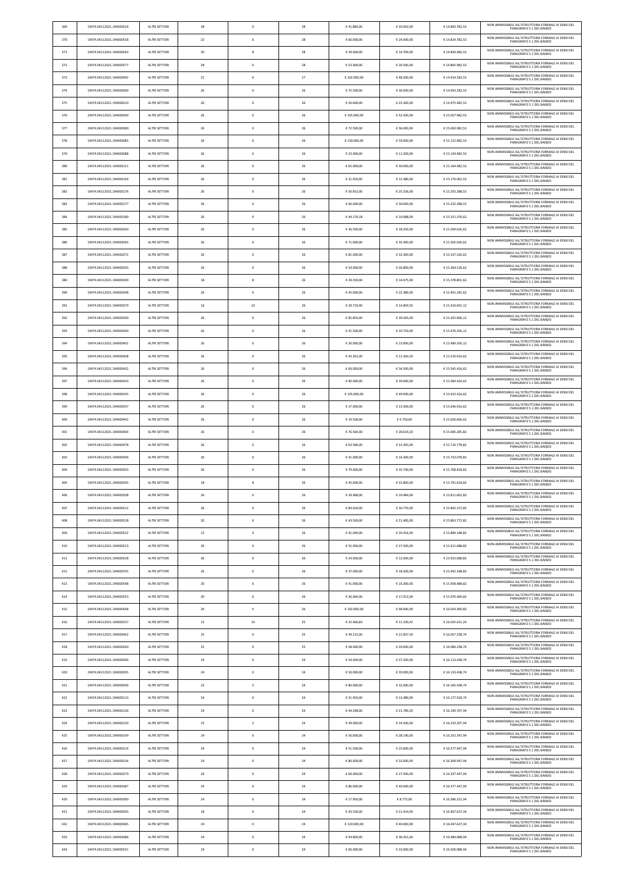| | | | | | | | | | |
|---|---|---|---|---|---|---|---|---|---|
| 369 | 19474.04112021.194000524 | ALTRI SETTORI | 28 | 0 | 28 | € 41.884,00 | € 20.942,00 | € 14.800.782,53 | NON AMMISSIBILE ALL'ISTRUTTORIA FORMALE AI SENSI DEL PARAGRAFO 5.1 DEL BANDO |
| 370 | 19474.04112021.194000558 | ALTRI SETTORI | 22 | 6 | 28 | € 60.000,00 | € 24.000,00 | € 14.824.782,53 | NON AMMISSIBILE ALL'ISTRUTTORIA FORMALE AI SENSI DEL PARAGRAFO 5.1 DEL BANDO |
| 371 | 19474.04112021.194000563 | ALTRI SETTORI | 20 | 8 | 28 | € 29.400,00 | € 14.700,00 | € 14.839.482,53 | NON AMMISSIBILE ALL'ISTRUTTORIA FORMALE AI SENSI DEL PARAGRAFO 5.1 DEL BANDO |
| 372 | 19474.04112021.194000577 | ALTRI SETTORI | 28 | 0 | 28 | € 53.000,00 | € 26.500,00 | € 14.865.982,53 | NON AMMISSIBILE ALL'ISTRUTTORIA FORMALE AI SENSI DEL PARAGRAFO 5.1 DEL BANDO |
| 373 | 19474.04112021.194000492 | ALTRI SETTORI | 21 | 6 | 27 | € 102.000,00 | € 48.200,00 | € 14.914.182,53 | NON AMMISSIBILE ALL'ISTRUTTORIA FORMALE AI SENSI DEL PARAGRAFO 5.1 DEL BANDO |
| 374 | 19474.04112021.194000009 | ALTRI SETTORI | 26 | 0 | 26 | € 72.500,00 | € 36.000,00 | € 14.950.182,53 | NON AMMISSIBILE ALL'ISTRUTTORIA FORMALE AI SENSI DEL PARAGRAFO 5.1 DEL BANDO |
| 375 | 19474.04112021.194000010 | ALTRI SETTORI | 26 | 0 | 26 | € 50.600,00 | € 25.300,00 | € 14.975.482,53 | NON AMMISSIBILE ALL'ISTRUTTORIA FORMALE AI SENSI DEL PARAGRAFO 5.1 DEL BANDO |
| 376 | 19474.04112021.194000049 | ALTRI SETTORI | 26 | 0 | 26 | € 105.000,00 | € 52.500,00 | € 15.027.982,53 | NON AMMISSIBILE ALL'ISTRUTTORIA FORMALE AI SENSI DEL PARAGRAFO 5.1 DEL BANDO |
| 377 | 19474.04112021.194000080 | ALTRI SETTORI | 26 | 0 | 26 | € 72.500,00 | € 36.000,00 | € 15.063.982,53 | NON AMMISSIBILE ALL'ISTRUTTORIA FORMALE AI SENSI DEL PARAGRAFO 5.1 DEL BANDO |
| 378 | 19474.04112021.194000085 | ALTRI SETTORI | 26 | 0 | 26 | € 130.000,00 | € 59.000,00 | € 15.122.982,53 | NON AMMISSIBILE ALL'ISTRUTTORIA FORMALE AI SENSI DEL PARAGRAFO 5.1 DEL BANDO |
| 379 | 19474.04112021.194000088 | ALTRI SETTORI | 26 | 0 | 26 | € 23.000,00 | € 11.500,00 | € 15.134.482,53 | NON AMMISSIBILE ALL'ISTRUTTORIA FORMALE AI SENSI DEL PARAGRAFO 5.1 DEL BANDO |
| 380 | 19474.04112021.194000121 | ALTRI SETTORI | 26 | 0 | 26 | € 65.000,00 | € 30.000,00 | € 15.164.482,53 | NON AMMISSIBILE ALL'ISTRUTTORIA FORMALE AI SENSI DEL PARAGRAFO 5.1 DEL BANDO |
| 381 | 19474.04112021.194000164 | ALTRI SETTORI | 26 | 0 | 26 | € 31.450,00 | € 12.480,00 | € 15.176.962,53 | NON AMMISSIBILE ALL'ISTRUTTORIA FORMALE AI SENSI DEL PARAGRAFO 5.1 DEL BANDO |
| 382 | 19474.04112021.194000176 | ALTRI SETTORI | 26 | 0 | 26 | € 50.652,00 | € 25.326,00 | € 15.202.288,53 | NON AMMISSIBILE ALL'ISTRUTTORIA FORMALE AI SENSI DEL PARAGRAFO 5.1 DEL BANDO |
| 383 | 19474.04112021.194000177 | ALTRI SETTORI | 26 | 0 | 26 | € 60.000,00 | € 30.000,00 | € 15.232.288,53 | NON AMMISSIBILE ALL'ISTRUTTORIA FORMALE AI SENSI DEL PARAGRAFO 5.1 DEL BANDO |
| 384 | 19474.04112021.194000189 | ALTRI SETTORI | 26 | 0 | 26 | € 44.176,18 | € 19.088,09 | € 15.251.376,62 | NON AMMISSIBILE ALL'ISTRUTTORIA FORMALE AI SENSI DEL PARAGRAFO 5.1 DEL BANDO |
| 385 | 19474.04112021.194000260 | ALTRI SETTORI | 26 | 0 | 26 | € 36.500,00 | € 18.250,00 | € 15.269.626,62 | NON AMMISSIBILE ALL'ISTRUTTORIA FORMALE AI SENSI DEL PARAGRAFO 5.1 DEL BANDO |
| 386 | 19474.04112021.194000265 | ALTRI SETTORI | 26 | 0 | 26 | € 71.000,00 | € 35.400,00 | € 15.305.026,62 | NON AMMISSIBILE ALL'ISTRUTTORIA FORMALE AI SENSI DEL PARAGRAFO 5.1 DEL BANDO |
| 387 | 19474.04112021.194000272 | ALTRI SETTORI | 26 | 0 | 26 | € 81.000,00 | € 32.300,00 | € 15.337.326,62 | NON AMMISSIBILE ALL'ISTRUTTORIA FORMALE AI SENSI DEL PARAGRAFO 5.1 DEL BANDO |
| 388 | 19474.04112021.194000293 | ALTRI SETTORI | 26 | 0 | 26 | € 54.000,00 | € 26.800,00 | € 15.364.126,62 | NON AMMISSIBILE ALL'ISTRUTTORIA FORMALE AI SENSI DEL PARAGRAFO 5.1 DEL BANDO |
| 389 | 19474.04112021.194000299 | ALTRI SETTORI | 18 | 8 | 26 | € 29.350,00 | € 14.675,00 | € 15.378.801,62 | NON AMMISSIBILE ALL'ISTRUTTORIA FORMALE AI SENSI DEL PARAGRAFO 5.1 DEL BANDO |
| 390 | 19474.04112021.194000348 | ALTRI SETTORI | 26 | 0 | 26 | € 45.000,00 | € 22.380,00 | € 15.401.181,62 | NON AMMISSIBILE ALL'ISTRUTTORIA FORMALE AI SENSI DEL PARAGRAFO 5.1 DEL BANDO |
| 391 | 19474.04112021.194000379 | ALTRI SETTORI | 16 | 10 | 26 | € 29.719,00 | € 14.859,50 | € 15.416.041,12 | NON AMMISSIBILE ALL'ISTRUTTORIA FORMALE AI SENSI DEL PARAGRAFO 5.1 DEL BANDO |
| 392 | 19474.04112021.194000399 | ALTRI SETTORI | 26 | 0 | 26 | € 85.850,00 | € 39.565,00 | € 15.455.606,12 | NON AMMISSIBILE ALL'ISTRUTTORIA FORMALE AI SENSI DEL PARAGRAFO 5.1 DEL BANDO |
| 393 | 19474.04112021.194000400 | ALTRI SETTORI | 26 | 0 | 26 | € 41.500,00 | € 20.750,00 | € 15.476.356,12 | NON AMMISSIBILE ALL'ISTRUTTORIA FORMALE AI SENSI DEL PARAGRAFO 5.1 DEL BANDO |
| 394 | 19474.04112021.194000401 | ALTRI SETTORI | 26 | 0 | 26 | € 26.000,00 | € 13.000,00 | € 15.489.356,12 | NON AMMISSIBILE ALL'ISTRUTTORIA FORMALE AI SENSI DEL PARAGRAFO 5.1 DEL BANDO |
| 395 | 19474.04112021.194000408 | ALTRI SETTORI | 26 | 0 | 26 | € 43.361,00 | € 21.560,50 | € 15.510.916,62 | NON AMMISSIBILE ALL'ISTRUTTORIA FORMALE AI SENSI DEL PARAGRAFO 5.1 DEL BANDO |
| 396 | 19474.04112021.194000432 | ALTRI SETTORI | 26 | 0 | 26 | € 69.000,00 | € 34.500,00 | € 15.545.416,62 | NON AMMISSIBILE ALL'ISTRUTTORIA FORMALE AI SENSI DEL PARAGRAFO 5.1 DEL BANDO |
| 397 | 19474.04112021.194000433 | ALTRI SETTORI | 26 | 0 | 26 | € 90.000,00 | € 39.000,00 | € 15.584.416,62 | NON AMMISSIBILE ALL'ISTRUTTORIA FORMALE AI SENSI DEL PARAGRAFO 5.1 DEL BANDO |
| 398 | 19474.04112021.194000435 | ALTRI SETTORI | 26 | 0 | 26 | € 105.000,00 | € 49.000,00 | € 15.633.416,62 | NON AMMISSIBILE ALL'ISTRUTTORIA FORMALE AI SENSI DEL PARAGRAFO 5.1 DEL BANDO |
| 399 | 19474.04112021.194000437 | ALTRI SETTORI | 26 | 0 | 26 | € 27.000,00 | € 13.500,00 | € 15.646.916,62 | NON AMMISSIBILE ALL'ISTRUTTORIA FORMALE AI SENSI DEL PARAGRAFO 5.1 DEL BANDO |
| 400 | 19474.04112021.194000442 | ALTRI SETTORI | 26 | 0 | 26 | € 19.500,00 | € 9.750,00 | € 15.656.666,62 | NON AMMISSIBILE ALL'ISTRUTTORIA FORMALE AI SENSI DEL PARAGRAFO 5.1 DEL BANDO |
| 401 | 19474.04112021.194000464 | ALTRI SETTORI | 26 | 0 | 26 | € 76.564,00 | € 28.619,20 | € 15.685.285,82 | NON AMMISSIBILE ALL'ISTRUTTORIA FORMALE AI SENSI DEL PARAGRAFO 5.1 DEL BANDO |
| 402 | 19474.04112021.194000478 | ALTRI SETTORI | 26 | 0 | 26 | € 63.586,00 | € 31.493,00 | € 15.716.778,82 | NON AMMISSIBILE ALL'ISTRUTTORIA FORMALE AI SENSI DEL PARAGRAFO 5.1 DEL BANDO |
| 403 | 19474.04112021.194000496 | ALTRI SETTORI | 26 | 0 | 26 | € 41.000,00 | € 16.300,00 | € 15.733.078,82 | NON AMMISSIBILE ALL'ISTRUTTORIA FORMALE AI SENSI DEL PARAGRAFO 5.1 DEL BANDO |
| 404 | 19474.04112021.194000503 | ALTRI SETTORI | 26 | 0 | 26 | € 79.600,00 | € 35.740,00 | € 15.768.818,82 | NON AMMISSIBILE ALL'ISTRUTTORIA FORMALE AI SENSI DEL PARAGRAFO 5.1 DEL BANDO |
| 405 | 19474.04112021.194000505 | ALTRI SETTORI | 18 | 8 | 26 | € 45.600,00 | € 22.800,00 | € 15.791.618,82 | NON AMMISSIBILE ALL'ISTRUTTORIA FORMALE AI SENSI DEL PARAGRAFO 5.1 DEL BANDO |
| 406 | 19474.04112021.194000508 | ALTRI SETTORI | 26 | 0 | 26 | € 39.968,00 | € 19.984,00 | € 15.811.602,82 | NON AMMISSIBILE ALL'ISTRUTTORIA FORMALE AI SENSI DEL PARAGRAFO 5.1 DEL BANDO |
| 407 | 19474.04112021.194000512 | ALTRI SETTORI | 26 | 0 | 26 | € 84.650,00 | € 30.770,00 | € 15.842.372,82 | NON AMMISSIBILE ALL'ISTRUTTORIA FORMALE AI SENSI DEL PARAGRAFO 5.1 DEL BANDO |
| 408 | 19474.04112021.194000518 | ALTRI SETTORI | 20 | 6 | 26 | € 43.500,00 | € 21.400,00 | € 15.863.772,82 | NON AMMISSIBILE ALL'ISTRUTTORIA FORMALE AI SENSI DEL PARAGRAFO 5.1 DEL BANDO |
| 409 | 19474.04112021.194000522 | ALTRI SETTORI | 22 | 4 | 26 | € 41.040,00 | € 20.416,00 | € 15.884.188,82 | NON AMMISSIBILE ALL'ISTRUTTORIA FORMALE AI SENSI DEL PARAGRAFO 5.1 DEL BANDO |
| 410 | 19474.04112021.194000523 | ALTRI SETTORI | 26 | 0 | 26 | € 55.000,00 | € 27.500,00 | € 15.911.688,82 | NON AMMISSIBILE ALL'ISTRUTTORIA FORMALE AI SENSI DEL PARAGRAFO 5.1 DEL BANDO |
| 411 | 19474.04112021.194000528 | ALTRI SETTORI | 26 | 0 | 26 | € 24.000,00 | € 12.000,00 | € 15.923.688,82 | NON AMMISSIBILE ALL'ISTRUTTORIA FORMALE AI SENSI DEL PARAGRAFO 5.1 DEL BANDO |
| 412 | 19474.04112021.194000535 | ALTRI SETTORI | 26 | 0 | 26 | € 37.000,00 | € 18.500,00 | € 15.942.188,82 | NON AMMISSIBILE ALL'ISTRUTTORIA FORMALE AI SENSI DEL PARAGRAFO 5.1 DEL BANDO |
| 413 | 19474.04112021.194000548 | ALTRI SETTORI | 20 | 6 | 26 | € 41.000,00 | € 16.300,00 | € 15.958.488,82 | NON AMMISSIBILE ALL'ISTRUTTORIA FORMALE AI SENSI DEL PARAGRAFO 5.1 DEL BANDO |
| 414 | 19474.04112021.194000553 | ALTRI SETTORI | 20 | 6 | 26 | € 36.064,00 | € 17.912,00 | € 15.976.400,82 | NON AMMISSIBILE ALL'ISTRUTTORIA FORMALE AI SENSI DEL PARAGRAFO 5.1 DEL BANDO |
| 415 | 19474.04112021.194000568 | ALTRI SETTORI | 26 | 0 | 26 | € 102.000,00 | € 48.000,00 | € 16.024.400,82 | NON AMMISSIBILE ALL'ISTRUTTORIA FORMALE AI SENSI DEL PARAGRAFO 5.1 DEL BANDO |
| 416 | 19474.04112021.194000337 | ALTRI SETTORI | 15 | 10 | 25 | € 22.460,83 | € 11.230,42 | € 16.035.631,24 | NON AMMISSIBILE ALL'ISTRUTTORIA FORMALE AI SENSI DEL PARAGRAFO 5.1 DEL BANDO |
| 417 | 19474.04112021.194000462 | ALTRI SETTORI | 25 | 0 | 25 | € 49.215,00 | € 21.607,50 | € 16.057.238,74 | NON AMMISSIBILE ALL'ISTRUTTORIA FORMALE AI SENSI DEL PARAGRAFO 5.1 DEL BANDO |
| 418 | 19474.04112021.194000560 | ALTRI SETTORI | 25 | 0 | 25 | € 58.000,00 | € 29.000,00 | € 16.086.238,74 | NON AMMISSIBILE ALL'ISTRUTTORIA FORMALE AI SENSI DEL PARAGRAFO 5.1 DEL BANDO |
| 419 | 19474.04112021.194000006 | ALTRI SETTORI | 24 | 0 | 24 | € 54.400,00 | € 27.200,00 | € 16.113.438,74 | NON AMMISSIBILE ALL'ISTRUTTORIA FORMALE AI SENSI DEL PARAGRAFO 5.1 DEL BANDO |
| 420 | 19474.04112021.194000035 | ALTRI SETTORI | 24 | 0 | 24 | € 50.000,00 | € 20.000,00 | € 16.133.438,74 | NON AMMISSIBILE ALL'ISTRUTTORIA FORMALE AI SENSI DEL PARAGRAFO 5.1 DEL BANDO |
| 421 | 19474.04112021.194000036 | ALTRI SETTORI | 22 | 2 | 24 | € 80.000,00 | € 32.000,00 | € 16.165.438,74 | NON AMMISSIBILE ALL'ISTRUTTORIA FORMALE AI SENSI DEL PARAGRAFO 5.1 DEL BANDO |
| 422 | 19474.04112021.194000113 | ALTRI SETTORI | 24 | 0 | 24 | € 31.450,00 | € 12.480,00 | € 16.177.918,74 | NON AMMISSIBILE ALL'ISTRUTTORIA FORMALE AI SENSI DEL PARAGRAFO 5.1 DEL BANDO |
| 423 | 19474.04112021.194000126 | ALTRI SETTORI | 24 | 0 | 24 | € 44.348,00 | € 21.789,20 | € 16.199.707,94 | NON AMMISSIBILE ALL'ISTRUTTORIA FORMALE AI SENSI DEL PARAGRAFO 5.1 DEL BANDO |
| 424 | 19474.04112021.194000129 | ALTRI SETTORI | 22 | 2 | 24 | € 49.000,00 | € 24.500,00 | € 16.224.207,94 | NON AMMISSIBILE ALL'ISTRUTTORIA FORMALE AI SENSI DEL PARAGRAFO 5.1 DEL BANDO |
| 425 | 19474.04112021.194000149 | ALTRI SETTORI | 24 | 0 | 24 | € 56.600,00 | € 28.140,00 | € 16.252.347,94 | NON AMMISSIBILE ALL'ISTRUTTORIA FORMALE AI SENSI DEL PARAGRAFO 5.1 DEL BANDO |
| 426 | 19474.04112021.194000214 | ALTRI SETTORI | 24 | 0 | 24 | € 51.500,00 | € 25.600,00 | € 16.277.947,94 | NON AMMISSIBILE ALL'ISTRUTTORIA FORMALE AI SENSI DEL PARAGRAFO 5.1 DEL BANDO |
| 427 | 19474.04112021.194000234 | ALTRI SETTORI | 24 | 0 | 24 | € 80.000,00 | € 32.000,00 | € 16.309.947,94 | NON AMMISSIBILE ALL'ISTRUTTORIA FORMALE AI SENSI DEL PARAGRAFO 5.1 DEL BANDO |
| 428 | 19474.04112021.194000270 | ALTRI SETTORI | 24 | 0 | 24 | € 69.000,00 | € 27.500,00 | € 16.337.447,94 | NON AMMISSIBILE ALL'ISTRUTTORIA FORMALE AI SENSI DEL PARAGRAFO 5.1 DEL BANDO |
| 429 | 19474.04112021.194000387 | ALTRI SETTORI | 24 | 0 | 24 | € 86.000,00 | € 40.000,00 | € 16.377.447,94 | NON AMMISSIBILE ALL'ISTRUTTORIA FORMALE AI SENSI DEL PARAGRAFO 5.1 DEL BANDO |
| 430 | 19474.04112021.194000390 | ALTRI SETTORI | 24 | 0 | 24 | € 17.950,00 | € 8.775,00 | € 16.386.222,94 | NON AMMISSIBILE ALL'ISTRUTTORIA FORMALE AI SENSI DEL PARAGRAFO 5.1 DEL BANDO |
| 431 | 19474.04112021.194000393 | ALTRI SETTORI | 18 | 6 | 24 | € 43.536,00 | € 21.414,40 | € 16.407.637,34 | NON AMMISSIBILE ALL'ISTRUTTORIA FORMALE AI SENSI DEL PARAGRAFO 5.1 DEL BANDO |
| 432 | 19474.04112021.194000465 | ALTRI SETTORI | 24 | 0 | 24 | € 120.000,00 | € 40.000,00 | € 16.447.637,34 | NON AMMISSIBILE ALL'ISTRUTTORIA FORMALE AI SENSI DEL PARAGRAFO 5.1 DEL BANDO |
| 433 | 19474.04112021.194000486 | ALTRI SETTORI | 24 | 0 | 24 | € 94.800,00 | € 36.451,60 | € 16.484.088,94 | NON AMMISSIBILE ALL'ISTRUTTORIA FORMALE AI SENSI DEL PARAGRAFO 5.1 DEL BANDO |
| 434 | 19474.04112021.194000531 | ALTRI SETTORI | 24 | 0 | 24 | € 60.000,00 | € 22.000,00 | € 16.506.088,94 | NON AMMISSIBILE ALL'ISTRUTTORIA FORMALE AI SENSI DEL PARAGRAFO 5.1 DEL BANDO |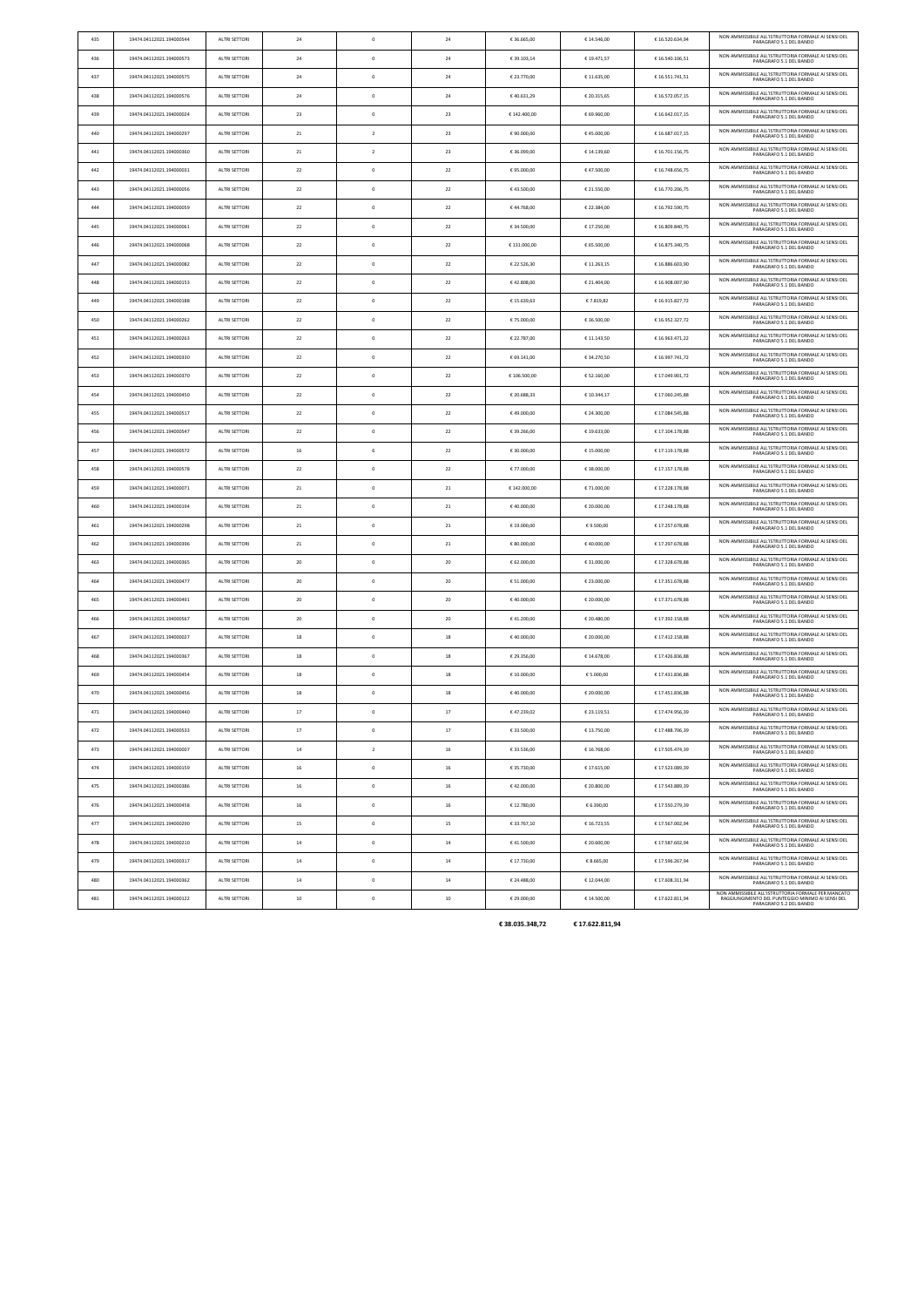| | | | | | | | | | |
|---|---|---|---|---|---|---|---|---|---|
| 435 | 19474.04112021.194000544 | ALTRI SETTORI | 24 | 0 | 24 | € 36.665,00 | € 14.546,00 | € 16.520.634,94 | NON AMMISSIBILE ALL'ISTRUTTORIA FORMALE AI SENSI DEL PARAGRAFO 5.1 DEL BANDO |
| 436 | 19474.04112021.194000573 | ALTRI SETTORI | 24 | 0 | 24 | € 39.103,14 | € 19.471,57 | € 16.540.106,51 | NON AMMISSIBILE ALL'ISTRUTTORIA FORMALE AI SENSI DEL PARAGRAFO 5.1 DEL BANDO |
| 437 | 19474.04112021.194000575 | ALTRI SETTORI | 24 | 0 | 24 | € 23.770,00 | € 11.635,00 | € 16.551.741,51 | NON AMMISSIBILE ALL'ISTRUTTORIA FORMALE AI SENSI DEL PARAGRAFO 5.1 DEL BANDO |
| 438 | 19474.04112021.194000576 | ALTRI SETTORI | 24 | 0 | 24 | € 40.631,29 | € 20.315,65 | € 16.572.057,15 | NON AMMISSIBILE ALL'ISTRUTTORIA FORMALE AI SENSI DEL PARAGRAFO 5.1 DEL BANDO |
| 439 | 19474.04112021.194000024 | ALTRI SETTORI | 23 | 0 | 23 | € 142.400,00 | € 69.960,00 | € 16.642.017,15 | NON AMMISSIBILE ALL'ISTRUTTORIA FORMALE AI SENSI DEL PARAGRAFO 5.1 DEL BANDO |
| 440 | 19474.04112021.194000297 | ALTRI SETTORI | 21 | 2 | 23 | € 90.000,00 | € 45.000,00 | € 16.687.017,15 | NON AMMISSIBILE ALL'ISTRUTTORIA FORMALE AI SENSI DEL PARAGRAFO 5.1 DEL BANDO |
| 441 | 19474.04112021.194000360 | ALTRI SETTORI | 21 | 2 | 23 | € 36.099,00 | € 14.139,60 | € 16.701.156,75 | NON AMMISSIBILE ALL'ISTRUTTORIA FORMALE AI SENSI DEL PARAGRAFO 5.1 DEL BANDO |
| 442 | 19474.04112021.194000031 | ALTRI SETTORI | 22 | 0 | 22 | € 95.000,00 | € 47.500,00 | € 16.748.656,75 | NON AMMISSIBILE ALL'ISTRUTTORIA FORMALE AI SENSI DEL PARAGRAFO 5.1 DEL BANDO |
| 443 | 19474.04112021.194000056 | ALTRI SETTORI | 22 | 0 | 22 | € 43.500,00 | € 21.550,00 | € 16.770.206,75 | NON AMMISSIBILE ALL'ISTRUTTORIA FORMALE AI SENSI DEL PARAGRAFO 5.1 DEL BANDO |
| 444 | 19474.04112021.194000059 | ALTRI SETTORI | 22 | 0 | 22 | € 44.768,00 | € 22.384,00 | € 16.792.590,75 | NON AMMISSIBILE ALL'ISTRUTTORIA FORMALE AI SENSI DEL PARAGRAFO 5.1 DEL BANDO |
| 445 | 19474.04112021.194000061 | ALTRI SETTORI | 22 | 0 | 22 | € 34.500,00 | € 17.250,00 | € 16.809.840,75 | NON AMMISSIBILE ALL'ISTRUTTORIA FORMALE AI SENSI DEL PARAGRAFO 5.1 DEL BANDO |
| 446 | 19474.04112021.194000068 | ALTRI SETTORI | 22 | 0 | 22 | € 131.000,00 | € 65.500,00 | € 16.875.340,75 | NON AMMISSIBILE ALL'ISTRUTTORIA FORMALE AI SENSI DEL PARAGRAFO 5.1 DEL BANDO |
| 447 | 19474.04112021.194000082 | ALTRI SETTORI | 22 | 0 | 22 | € 22.526,30 | € 11.263,15 | € 16.886.603,90 | NON AMMISSIBILE ALL'ISTRUTTORIA FORMALE AI SENSI DEL PARAGRAFO 5.1 DEL BANDO |
| 448 | 19474.04112021.194000153 | ALTRI SETTORI | 22 | 0 | 22 | € 42.808,00 | € 21.404,00 | € 16.908.007,90 | NON AMMISSIBILE ALL'ISTRUTTORIA FORMALE AI SENSI DEL PARAGRAFO 5.1 DEL BANDO |
| 449 | 19474.04112021.194000188 | ALTRI SETTORI | 22 | 0 | 22 | € 15.639,63 | € 7.819,82 | € 16.915.827,72 | NON AMMISSIBILE ALL'ISTRUTTORIA FORMALE AI SENSI DEL PARAGRAFO 5.1 DEL BANDO |
| 450 | 19474.04112021.194000262 | ALTRI SETTORI | 22 | 0 | 22 | € 75.000,00 | € 36.500,00 | € 16.952.327,72 | NON AMMISSIBILE ALL'ISTRUTTORIA FORMALE AI SENSI DEL PARAGRAFO 5.1 DEL BANDO |
| 451 | 19474.04112021.194000263 | ALTRI SETTORI | 22 | 0 | 22 | € 22.787,00 | € 11.143,50 | € 16.963.471,22 | NON AMMISSIBILE ALL'ISTRUTTORIA FORMALE AI SENSI DEL PARAGRAFO 5.1 DEL BANDO |
| 452 | 19474.04112021.194000330 | ALTRI SETTORI | 22 | 0 | 22 | € 69.141,00 | € 34.270,50 | € 16.997.741,72 | NON AMMISSIBILE ALL'ISTRUTTORIA FORMALE AI SENSI DEL PARAGRAFO 5.1 DEL BANDO |
| 453 | 19474.04112021.194000370 | ALTRI SETTORI | 22 | 0 | 22 | € 106.500,00 | € 52.160,00 | € 17.049.901,72 | NON AMMISSIBILE ALL'ISTRUTTORIA FORMALE AI SENSI DEL PARAGRAFO 5.1 DEL BANDO |
| 454 | 19474.04112021.194000450 | ALTRI SETTORI | 22 | 0 | 22 | € 20.688,33 | € 10.344,17 | € 17.060.245,88 | NON AMMISSIBILE ALL'ISTRUTTORIA FORMALE AI SENSI DEL PARAGRAFO 5.1 DEL BANDO |
| 455 | 19474.04112021.194000517 | ALTRI SETTORI | 22 | 0 | 22 | € 49.000,00 | € 24.300,00 | € 17.084.545,88 | NON AMMISSIBILE ALL'ISTRUTTORIA FORMALE AI SENSI DEL PARAGRAFO 5.1 DEL BANDO |
| 456 | 19474.04112021.194000547 | ALTRI SETTORI | 22 | 0 | 22 | € 39.266,00 | € 19.633,00 | € 17.104.178,88 | NON AMMISSIBILE ALL'ISTRUTTORIA FORMALE AI SENSI DEL PARAGRAFO 5.1 DEL BANDO |
| 457 | 19474.04112021.194000572 | ALTRI SETTORI | 16 | 6 | 22 | € 30.000,00 | € 15.000,00 | € 17.119.178,88 | NON AMMISSIBILE ALL'ISTRUTTORIA FORMALE AI SENSI DEL PARAGRAFO 5.1 DEL BANDO |
| 458 | 19474.04112021.194000578 | ALTRI SETTORI | 22 | 0 | 22 | € 77.000,00 | € 38.000,00 | € 17.157.178,88 | NON AMMISSIBILE ALL'ISTRUTTORIA FORMALE AI SENSI DEL PARAGRAFO 5.1 DEL BANDO |
| 459 | 19474.04112021.194000071 | ALTRI SETTORI | 21 | 0 | 21 | € 142.000,00 | € 71.000,00 | € 17.228.178,88 | NON AMMISSIBILE ALL'ISTRUTTORIA FORMALE AI SENSI DEL PARAGRAFO 5.1 DEL BANDO |
| 460 | 19474.04112021.194000194 | ALTRI SETTORI | 21 | 0 | 21 | € 40.000,00 | € 20.000,00 | € 17.248.178,88 | NON AMMISSIBILE ALL'ISTRUTTORIA FORMALE AI SENSI DEL PARAGRAFO 5.1 DEL BANDO |
| 461 | 19474.04112021.194000298 | ALTRI SETTORI | 21 | 0 | 21 | € 19.000,00 | € 9.500,00 | € 17.257.678,88 | NON AMMISSIBILE ALL'ISTRUTTORIA FORMALE AI SENSI DEL PARAGRAFO 5.1 DEL BANDO |
| 462 | 19474.04112021.194000396 | ALTRI SETTORI | 21 | 0 | 21 | € 80.000,00 | € 40.000,00 | € 17.297.678,88 | NON AMMISSIBILE ALL'ISTRUTTORIA FORMALE AI SENSI DEL PARAGRAFO 5.1 DEL BANDO |
| 463 | 19474.04112021.194000365 | ALTRI SETTORI | 20 | 0 | 20 | € 62.000,00 | € 31.000,00 | € 17.328.678,88 | NON AMMISSIBILE ALL'ISTRUTTORIA FORMALE AI SENSI DEL PARAGRAFO 5.1 DEL BANDO |
| 464 | 19474.04112021.194000477 | ALTRI SETTORI | 20 | 0 | 20 | € 51.000,00 | € 23.000,00 | € 17.351.678,88 | NON AMMISSIBILE ALL'ISTRUTTORIA FORMALE AI SENSI DEL PARAGRAFO 5.1 DEL BANDO |
| 465 | 19474.04112021.194000491 | ALTRI SETTORI | 20 | 0 | 20 | € 40.000,00 | € 20.000,00 | € 17.371.678,88 | NON AMMISSIBILE ALL'ISTRUTTORIA FORMALE AI SENSI DEL PARAGRAFO 5.1 DEL BANDO |
| 466 | 19474.04112021.194000567 | ALTRI SETTORI | 20 | 0 | 20 | € 41.200,00 | € 20.480,00 | € 17.392.158,88 | NON AMMISSIBILE ALL'ISTRUTTORIA FORMALE AI SENSI DEL PARAGRAFO 5.1 DEL BANDO |
| 467 | 19474.04112021.194000027 | ALTRI SETTORI | 18 | 0 | 18 | € 40.000,00 | € 20.000,00 | € 17.412.158,88 | NON AMMISSIBILE ALL'ISTRUTTORIA FORMALE AI SENSI DEL PARAGRAFO 5.1 DEL BANDO |
| 468 | 19474.04112021.194000367 | ALTRI SETTORI | 18 | 0 | 18 | € 29.356,00 | € 14.678,00 | € 17.426.836,88 | NON AMMISSIBILE ALL'ISTRUTTORIA FORMALE AI SENSI DEL PARAGRAFO 5.1 DEL BANDO |
| 469 | 19474.04112021.194000454 | ALTRI SETTORI | 18 | 0 | 18 | € 10.000,00 | € 5.000,00 | € 17.431.836,88 | NON AMMISSIBILE ALL'ISTRUTTORIA FORMALE AI SENSI DEL PARAGRAFO 5.1 DEL BANDO |
| 470 | 19474.04112021.194000456 | ALTRI SETTORI | 18 | 0 | 18 | € 40.000,00 | € 20.000,00 | € 17.451.836,88 | NON AMMISSIBILE ALL'ISTRUTTORIA FORMALE AI SENSI DEL PARAGRAFO 5.1 DEL BANDO |
| 471 | 19474.04112021.194000440 | ALTRI SETTORI | 17 | 0 | 17 | € 47.239,02 | € 23.119,51 | € 17.474.956,39 | NON AMMISSIBILE ALL'ISTRUTTORIA FORMALE AI SENSI DEL PARAGRAFO 5.1 DEL BANDO |
| 472 | 19474.04112021.194000533 | ALTRI SETTORI | 17 | 0 | 17 | € 33.500,00 | € 13.750,00 | € 17.488.706,39 | NON AMMISSIBILE ALL'ISTRUTTORIA FORMALE AI SENSI DEL PARAGRAFO 5.1 DEL BANDO |
| 473 | 19474.04112021.194000007 | ALTRI SETTORI | 14 | 2 | 16 | € 33.536,00 | € 16.768,00 | € 17.505.474,39 | NON AMMISSIBILE ALL'ISTRUTTORIA FORMALE AI SENSI DEL PARAGRAFO 5.1 DEL BANDO |
| 474 | 19474.04112021.194000159 | ALTRI SETTORI | 16 | 0 | 16 | € 35.730,00 | € 17.615,00 | € 17.523.089,39 | NON AMMISSIBILE ALL'ISTRUTTORIA FORMALE AI SENSI DEL PARAGRAFO 5.1 DEL BANDO |
| 475 | 19474.04112021.194000386 | ALTRI SETTORI | 16 | 0 | 16 | € 42.000,00 | € 20.800,00 | € 17.543.889,39 | NON AMMISSIBILE ALL'ISTRUTTORIA FORMALE AI SENSI DEL PARAGRAFO 5.1 DEL BANDO |
| 476 | 19474.04112021.194000458 | ALTRI SETTORI | 16 | 0 | 16 | € 12.780,00 | € 6.390,00 | € 17.550.279,39 | NON AMMISSIBILE ALL'ISTRUTTORIA FORMALE AI SENSI DEL PARAGRAFO 5.1 DEL BANDO |
| 477 | 19474.04112021.194000290 | ALTRI SETTORI | 15 | 0 | 15 | € 33.767,10 | € 16.723,55 | € 17.567.002,94 | NON AMMISSIBILE ALL'ISTRUTTORIA FORMALE AI SENSI DEL PARAGRAFO 5.1 DEL BANDO |
| 478 | 19474.04112021.194000210 | ALTRI SETTORI | 14 | 0 | 14 | € 41.500,00 | € 20.600,00 | € 17.587.602,94 | NON AMMISSIBILE ALL'ISTRUTTORIA FORMALE AI SENSI DEL PARAGRAFO 5.1 DEL BANDO |
| 479 | 19474.04112021.194000317 | ALTRI SETTORI | 14 | 0 | 14 | € 17.730,00 | € 8.665,00 | € 17.596.267,94 | NON AMMISSIBILE ALL'ISTRUTTORIA FORMALE AI SENSI DEL PARAGRAFO 5.1 DEL BANDO |
| 480 | 19474.04112021.194000362 | ALTRI SETTORI | 14 | 0 | 14 | € 24.488,00 | € 12.044,00 | € 17.608.311,94 | NON AMMISSIBILE ALL'ISTRUTTORIA FORMALE AI SENSI DEL PARAGRAFO 5.1 DEL BANDO |
| 481 | 19474.04112021.194000122 | ALTRI SETTORI | 10 | 0 | 10 | € 29.000,00 | € 14.500,00 | € 17.622.811,94 | NON AMMISSIBILE ALL'ISTRUTTORIA FORMALE PER MANCATO RAGGIUNGIMENTO DEL PUNTEGGIO MINIMO AI SENSI DEL PARAGRAFO 5.2 DEL BANDO |
| | | | | | | **€ 38.035.348,72** | **€ 17.622.811,94** | | |